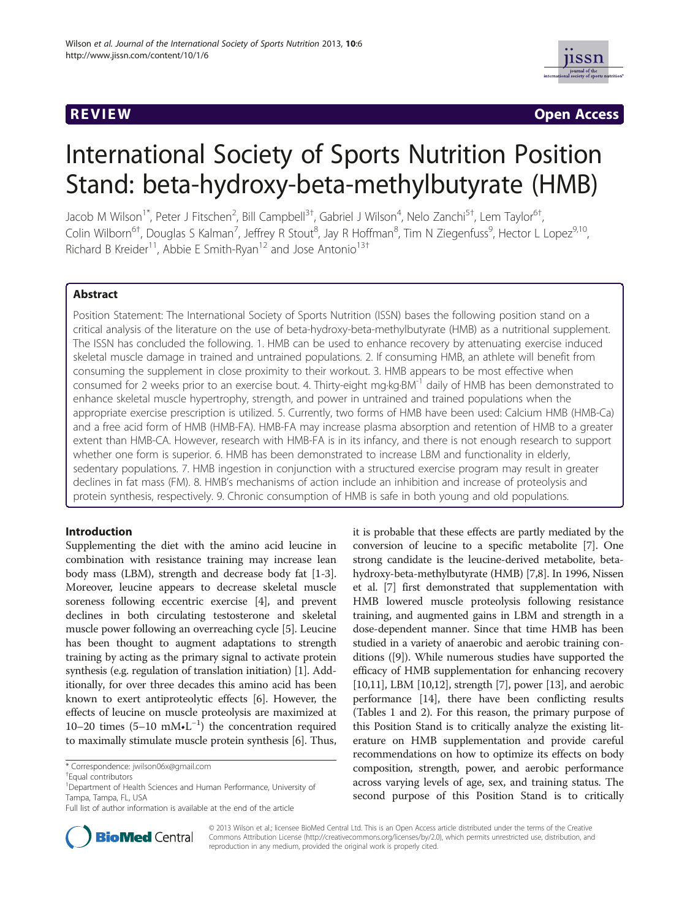REVIEW Open Access

# International Society of Sports Nutrition Position Stand: beta-hydroxy-beta-methylbutyrate (HMB)

Jacob M Wilson[1*], Peter J Fitschen[2], Bill Campbell[3†], Gabriel J Wilson[4], Nelo Zanchi[5†], Lem Taylor[6†], Colin Wilborn[6†], Douglas S Kalman[7], Jeffrey R Stout[8], Jay R Hoffman[8], Tim N Ziegenfuss[9], Hector L Lopez[9,10], Richard B Kreider[11], Abbie E Smith-Ryan[12] and Jose Antonio[13†]

## Abstract

Position Statement: The International Society of Sports Nutrition (ISSN) bases the following position stand on a critical analysis of the literature on the use of beta-hydroxy-beta-methylbutyrate (HMB) as a nutritional supplement. The ISSN has concluded the following. 1. HMB can be used to enhance recovery by attenuating exercise induced skeletal muscle damage in trained and untrained populations. 2. If consuming HMB, an athlete will benefit from consuming the supplement in close proximity to their workout. 3. HMB appears to be most effective when consumed for 2 weeks prior to an exercise bout. 4. Thirty-eight mg·kg·BM$^{-1}$ daily of HMB has been demonstrated to enhance skeletal muscle hypertrophy, strength, and power in untrained and trained populations when the appropriate exercise prescription is utilized. 5. Currently, two forms of HMB have been used: Calcium HMB (HMB-Ca) and a free acid form of HMB (HMB-FA). HMB-FA may increase plasma absorption and retention of HMB to a greater extent than HMB-CA. However, research with HMB-FA is in its infancy, and there is not enough research to support whether one form is superior. 6. HMB has been demonstrated to increase LBM and functionality in elderly, sedentary populations. 7. HMB ingestion in conjunction with a structured exercise program may result in greater declines in fat mass (FM). 8. HMB's mechanisms of action include an inhibition and increase of proteolysis and protein synthesis, respectively. 9. Chronic consumption of HMB is safe in both young and old populations.

## Introduction

Supplementing the diet with the amino acid leucine in combination with resistance training may increase lean body mass (LBM), strength and decrease body fat [1-3]. Moreover, leucine appears to decrease skeletal muscle soreness following eccentric exercise [4], and prevent declines in both circulating testosterone and skeletal muscle power following an overreaching cycle [5]. Leucine has been thought to augment adaptations to strength training by acting as the primary signal to activate protein synthesis (e.g. regulation of translation initiation) [1]. Additionally, for over three decades this amino acid has been known to exert antiproteolytic effects [6]. However, the effects of leucine on muscle proteolysis are maximized at 10–20 times (5–10 mM•L$^{-1}$) the concentration required to maximally stimulate muscle protein synthesis [6]. Thus, it is probable that these effects are partly mediated by the conversion of leucine to a specific metabolite [7]. One strong candidate is the leucine-derived metabolite, beta-hydroxy-beta-methylbutyrate (HMB) [7,8]. In 1996, Nissen et al. [7] first demonstrated that supplementation with HMB lowered muscle proteolysis following resistance training, and augmented gains in LBM and strength in a dose-dependent manner. Since that time HMB has been studied in a variety of anaerobic and aerobic training conditions ([9]). While numerous studies have supported the efficacy of HMB supplementation for enhancing recovery [10,11], LBM [10,12], strength [7], power [13], and aerobic performance [14], there have been conflicting results (Tables 1 and 2). For this reason, the primary purpose of this Position Stand is to critically analyze the existing literature on HMB supplementation and provide careful recommendations on how to optimize its effects on body composition, strength, power, and aerobic performance across varying levels of age, sex, and training status. The second purpose of this Position Stand is to critically

\* Correspondence: jwilson06x@gmail.com

†Equal contributors

[1]Department of Health Sciences and Human Performance, University of Tampa, Tampa, FL, USA

Full list of author information is available at the end of the article

© 2013 Wilson et al.; licensee BioMed Central Ltd. This is an Open Access article distributed under the terms of the Creative Commons Attribution License (http://creativecommons.org/licenses/by/2.0), which permits unrestricted use, distribution, and reproduction in any medium, provided the original work is properly cited.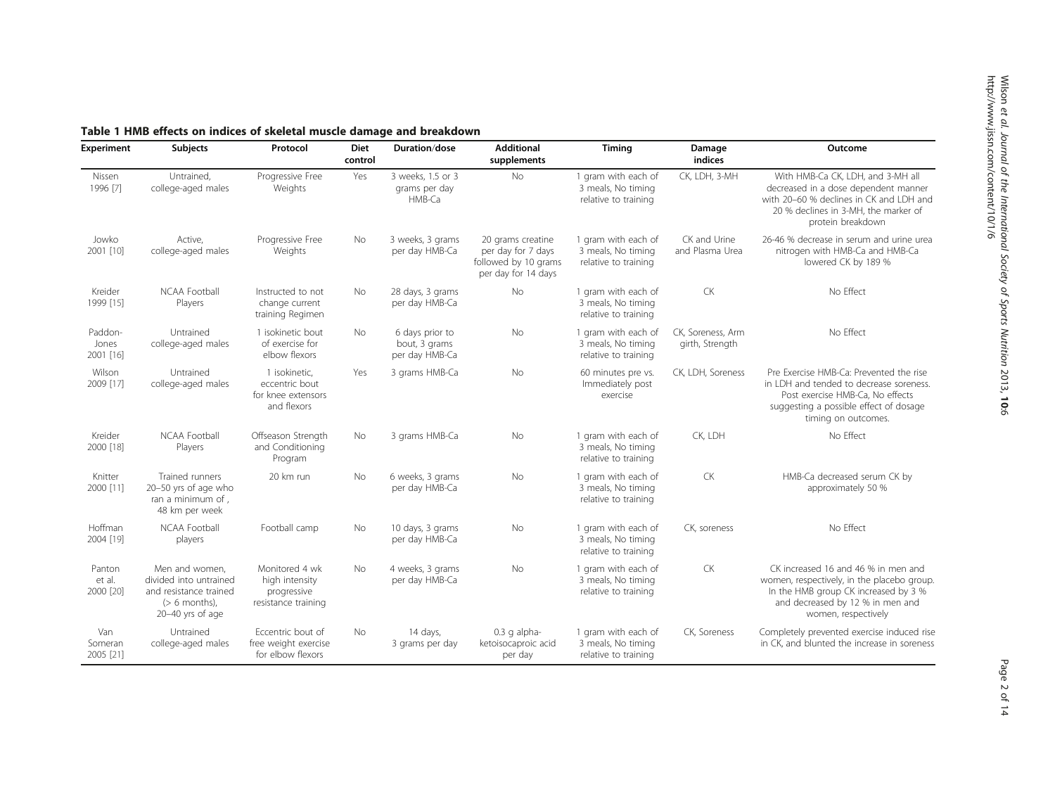**Table 1 HMB effects on indices of skeletal muscle damage and breakdown**

| Experiment | Subjects | Protocol | Diet control | Duration/dose | Additional supplements | Timing | Damage indices | Outcome |
|---|---|---|---|---|---|---|---|---|
| Nissen 1996 [7] | Untrained, college-aged males | Progressive Free Weights | Yes | 3 weeks, 1.5 or 3 grams per day HMB-Ca | No | 1 gram with each of 3 meals, No timing relative to training | CK, LDH, 3-MH | With HMB-Ca CK, LDH, and 3-MH all decreased in a dose dependent manner with 20–60 % declines in CK and LDH and 20 % declines in 3-MH, the marker of protein breakdown |
| Jowko 2001 [10] | Active, college-aged males | Progressive Free Weights | No | 3 weeks, 3 grams per day HMB-Ca | 20 grams creatine per day for 7 days followed by 10 grams per day for 14 days | 1 gram with each of 3 meals, No timing relative to training | CK and Urine and Plasma Urea | 26-46 % decrease in serum and urine urea nitrogen with HMB-Ca and HMB-Ca lowered CK by 189 % |
| Kreider 1999 [15] | NCAA Football Players | Instructed to not change current training Regimen | No | 28 days, 3 grams per day HMB-Ca | No | 1 gram with each of 3 meals, No timing relative to training | CK | No Effect |
| Paddon-Jones 2001 [16] | Untrained college-aged males | 1 isokinetic bout of exercise for elbow flexors | No | 6 days prior to bout, 3 grams per day HMB-Ca | No | 1 gram with each of 3 meals, No timing relative to training | CK, Soreness, Arm girth, Strength | No Effect |
| Wilson 2009 [17] | Untrained college-aged males | 1 isokinetic, eccentric bout for knee extensors and flexors | Yes | 3 grams HMB-Ca | No | 60 minutes pre vs. Immediately post exercise | CK, LDH, Soreness | Pre Exercise HMB-Ca: Prevented the rise in LDH and tended to decrease soreness. Post exercise HMB-Ca, No effects suggesting a possible effect of dosage timing on outcomes. |
| Kreider 2000 [18] | NCAA Football Players | Offseason Strength and Conditioning Program | No | 3 grams HMB-Ca | No | 1 gram with each of 3 meals, No timing relative to training | CK, LDH | No Effect |
| Knitter 2000 [11] | Trained runners 20–50 yrs of age who ran a minimum of , 48 km per week | 20 km run | No | 6 weeks, 3 grams per day HMB-Ca | No | 1 gram with each of 3 meals, No timing relative to training | CK | HMB-Ca decreased serum CK by approximately 50 % |
| Hoffman 2004 [19] | NCAA Football players | Football camp | No | 10 days, 3 grams per day HMB-Ca | No | 1 gram with each of 3 meals, No timing relative to training | CK, soreness | No Effect |
| Panton et al. 2000 [20] | Men and women, divided into untrained and resistance trained (> 6 months), 20–40 yrs of age | Monitored 4 wk high intensity progressive resistance training | No | 4 weeks, 3 grams per day HMB-Ca | No | 1 gram with each of 3 meals, No timing relative to training | CK | CK increased 16 and 46 % in men and women, respectively, in the placebo group. In the HMB group CK increased by 3 % and decreased by 12 % in men and women, respectively |
| Van Someran 2005 [21] | Untrained college-aged males | Eccentric bout of free weight exercise for elbow flexors | No | 14 days, 3 grams per day | 0.3 g alpha-ketoisocaproic acid per day | 1 gram with each of 3 meals, No timing relative to training | CK, Soreness | Completely prevented exercise induced rise in CK, and blunted the increase in soreness |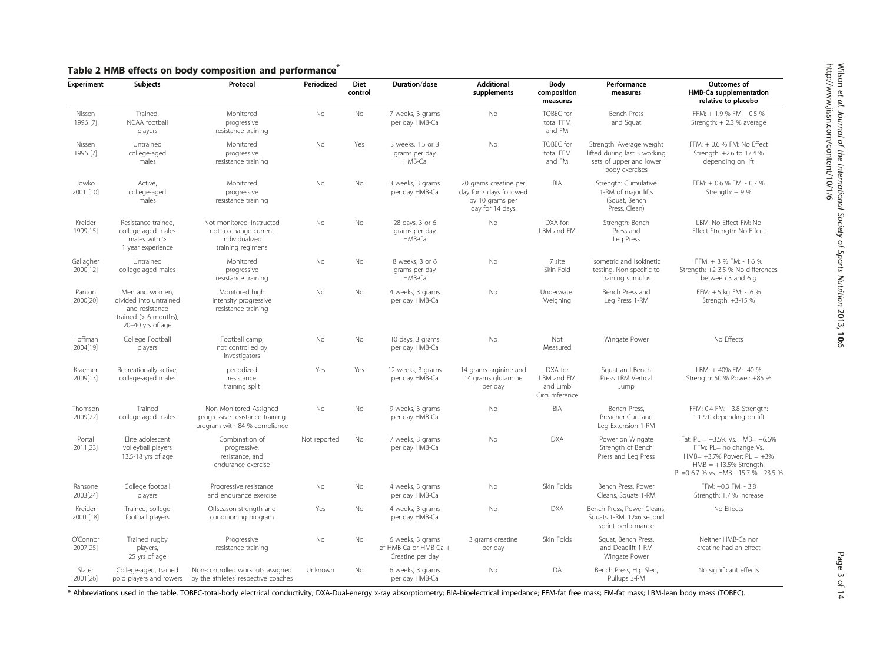## Table 2 HMB effects on body composition and performance*

| Experiment | Subjects | Protocol | Periodized | Diet control | Duration/dose | Additional supplements | Body composition measures | Performance measures | Outcomes of HMB-Ca supplementation relative to placebo |
|---|---|---|---|---|---|---|---|---|---|
| Nissen 1996 [7] | Trained, NCAA football players | Monitored progressive resistance training | No | No | 7 weeks, 3 grams per day HMB-Ca | No | TOBEC for total FFM and FM | Bench Press and Squat | FFM: + 1.9 % FM: - 0.5 % Strength: + 2.3 % average |
| Nissen 1996 [7] | Untrained college-aged males | Monitored progressive resistance training | No | Yes | 3 weeks, 1.5 or 3 grams per day HMB-Ca | No | TOBEC for total FFM and FM | Strength: Average weight lifted during last 3 working sets of upper and lower body exercises | FFM: + 0.6 % FM: No Effect Strength: +2.6 to 17.4 % depending on lift |
| Jowko 2001 [10] | Active, college-aged males | Monitored progressive resistance training | No | No | 3 weeks, 3 grams per day HMB-Ca | 20 grams creatine per day for 7 days followed by 10 grams per day for 14 days | BIA | Strength: Cumulative 1-RM of major lifts (Squat, Bench Press, Clean) | FFM: + 0.6 % FM: - 0.7 % Strength: + 9 % |
| Kreider 1999[15] | Resistance trained, college-aged males males with > 1 year experience | Not monitored: Instructed not to change current individualized training regimens | No | No | 28 days, 3 or 6 grams per day HMB-Ca | No | DXA for: LBM and FM | Strength: Bench Press and Leg Press | LBM: No Effect FM: No Effect Strength: No Effect |
| Gallagher 2000[12] | Untrained college-aged males | Monitored progressive resistance training | No | No | 8 weeks, 3 or 6 grams per day HMB-Ca | No | 7 site Skin Fold | Isometric and Isokinetic testing, Non-specific to training stimulus | FFM: + 3 % FM: - 1.6 % Strength: +2-3.5 % No differences between 3 and 6 g |
| Panton 2000[20] | Men and women, divided into untrained and resistance trained (> 6 months), 20–40 yrs of age | Monitored high intensity progressive resistance training | No | No | 4 weeks, 3 grams per day HMB-Ca | No | Underwater Weighing | Bench Press and Leg Press 1-RM | FFM: +.5 kg FM: - .6 % Strength: +3-15 % |
| Hoffman 2004[19] | College Football players | Football camp, not controlled by investigators | No | No | 10 days, 3 grams per day HMB-Ca | No | Not Measured | Wingate Power | No Effects |
| Kraemer 2009[13] | Recreationally active, college-aged males | periodized resistance training split | Yes | Yes | 12 weeks, 3 grams per day HMB-Ca | 14 grams arginine and 14 grams glutamine per day | DXA for LBM and FM and Limb Circumference | Squat and Bench Press 1RM Vertical Jump | LBM: + 40% FM: -40 % Strength: 50 % Power: +85 % |
| Thomson 2009[22] | Trained college-aged males | Non Monitored Assigned progressive resistance training program with 84 % compliance | No | No | 9 weeks, 3 grams per day HMB-Ca | No | BIA | Bench Press, Preacher Curl, and Leg Extension 1-RM | FFM: 0.4 FM: - 3.8 Strength: 1.1-9.0 depending on lift |
| Portal 2011[23] | Elite adolescent volleyball players 13.5-18 yrs of age | Combination of progressive, resistance, and endurance exercise | Not reported | No | 7 weeks, 3 grams per day HMB-Ca | No | DXA | Power on Wingate Strength of Bench Press and Leg Press | Fat: PL = +3.5% Vs. HMB= −6.6% FFM: PL= no change Vs. HMB= +3.7% Power: PL = +3% HMB = +13.5% Strength: PL=0-6.7 % vs. HMB +15.7 % - 23.5 % |
| Ransone 2003[24] | College football players | Progressive resistance and endurance exercise | No | No | 4 weeks, 3 grams per day HMB-Ca | No | Skin Folds | Bench Press, Power Cleans, Squats 1-RM | FFM: +0.3 FM: - 3.8 Strength: 1.7 % increase |
| Kreider 2000 [18] | Trained, college football players | Offseason strength and conditioning program | Yes | No | 4 weeks, 3 grams per day HMB-Ca | No | DXA | Bench Press, Power Cleans, Squats 1-RM, 12x6 second sprint performance | No Effects |
| O'Connor 2007[25] | Trained rugby players, 25 yrs of age | Progressive resistance training | No | No | 6 weeks, 3 grams of HMB-Ca or HMB-Ca + Creatine per day | 3 grams creatine per day | Skin Folds | Squat, Bench Press, and Deadlift 1-RM Wingate Power | Neither HMB-Ca nor creatine had an effect |
| Slater 2001[26] | College-aged, trained polo players and rowers | Non-controlled workouts assigned by the athletes' respective coaches | Unknown | No | 6 weeks, 3 grams per day HMB-Ca | No | DA | Bench Press, Hip Sled, Pullups 3-RM | No significant effects |

* Abbreviations used in the table. TOBEC-total-body electrical conductivity; DXA-Dual-energy x-ray absorptiometry; BIA-bioelectrical impedance; FFM-fat free mass; FM-fat mass; LBM-lean body mass (TOBEC).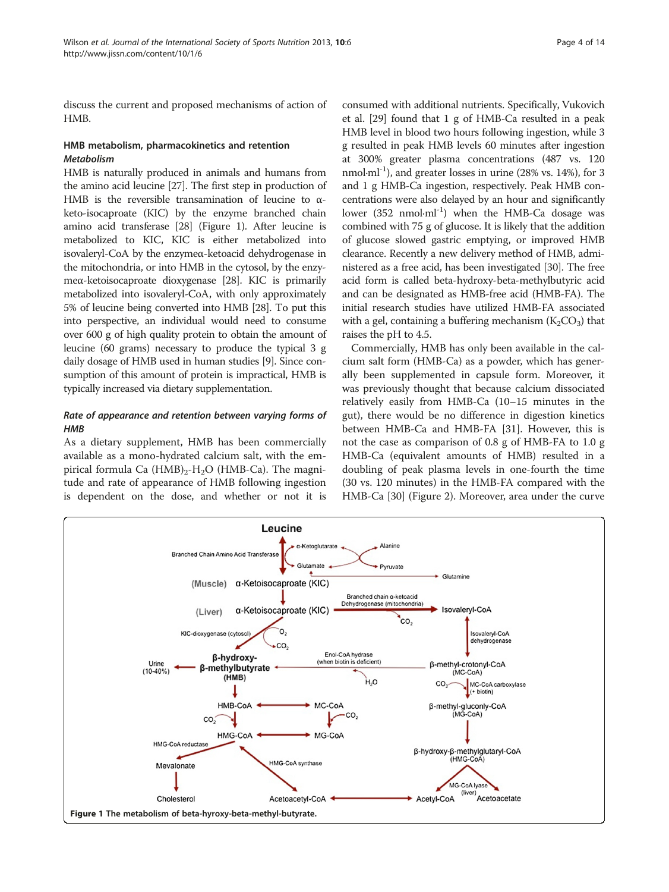discuss the current and proposed mechanisms of action of HMB.

## HMB metabolism, pharmacokinetics and retention

### *Metabolism*

HMB is naturally produced in animals and humans from the amino acid leucine [27]. The first step in production of HMB is the reversible transamination of leucine to α-keto-isocaproate (KIC) by the enzyme branched chain amino acid transferase [28] (Figure 1). After leucine is metabolized to KIC, KIC is either metabolized into isovaleryl-CoA by the enzymeα-ketoacid dehydrogenase in the mitochondria, or into HMB in the cytosol, by the enzymeα-ketoisocaproate dioxygenase [28]. KIC is primarily metabolized into isovaleryl-CoA, with only approximately 5% of leucine being converted into HMB [28]. To put this into perspective, an individual would need to consume over 600 g of high quality protein to obtain the amount of leucine (60 grams) necessary to produce the typical 3 g daily dosage of HMB used in human studies [9]. Since consumption of this amount of protein is impractical, HMB is typically increased via dietary supplementation.

### *Rate of appearance and retention between varying forms of HMB*

As a dietary supplement, HMB has been commercially available as a mono-hydrated calcium salt, with the empirical formula $Ca\,(HMB)_2\text{-}H_2O$ (HMB-Ca). The magnitude and rate of appearance of HMB following ingestion is dependent on the dose, and whether or not it is consumed with additional nutrients. Specifically, Vukovich et al. [29] found that 1 g of HMB-Ca resulted in a peak HMB level in blood two hours following ingestion, while 3 g resulted in peak HMB levels 60 minutes after ingestion at 300% greater plasma concentrations (487 vs. 120 $nmol{\cdot}ml^{-1}$), and greater losses in urine (28% vs. 14%), for 3 and 1 g HMB-Ca ingestion, respectively. Peak HMB concentrations were also delayed by an hour and significantly lower (352 $nmol{\cdot}ml^{-1}$) when the HMB-Ca dosage was combined with 75 g of glucose. It is likely that the addition of glucose slowed gastric emptying, or improved HMB clearance. Recently a new delivery method of HMB, administered as a free acid, has been investigated [30]. The free acid form is called beta-hydroxy-beta-methylbutyric acid and can be designated as HMB-free acid (HMB-FA). The initial research studies have utilized HMB-FA associated with a gel, containing a buffering mechanism ($K_2CO_3$) that raises the pH to 4.5.

Commercially, HMB has only been available in the calcium salt form (HMB-Ca) as a powder, which has generally been supplemented in capsule form. Moreover, it was previously thought that because calcium dissociated relatively easily from HMB-Ca (10–15 minutes in the gut), there would be no difference in digestion kinetics between HMB-Ca and HMB-FA [31]. However, this is not the case as comparison of 0.8 g of HMB-FA to 1.0 g HMB-Ca (equivalent amounts of HMB) resulted in a doubling of peak plasma levels in one-fourth the time (30 vs. 120 minutes) in the HMB-FA compared with the HMB-Ca [30] (Figure 2). Moreover, area under the curve

**Figure 1 The metabolism of beta-hyroxy-beta-methyl-butyrate.**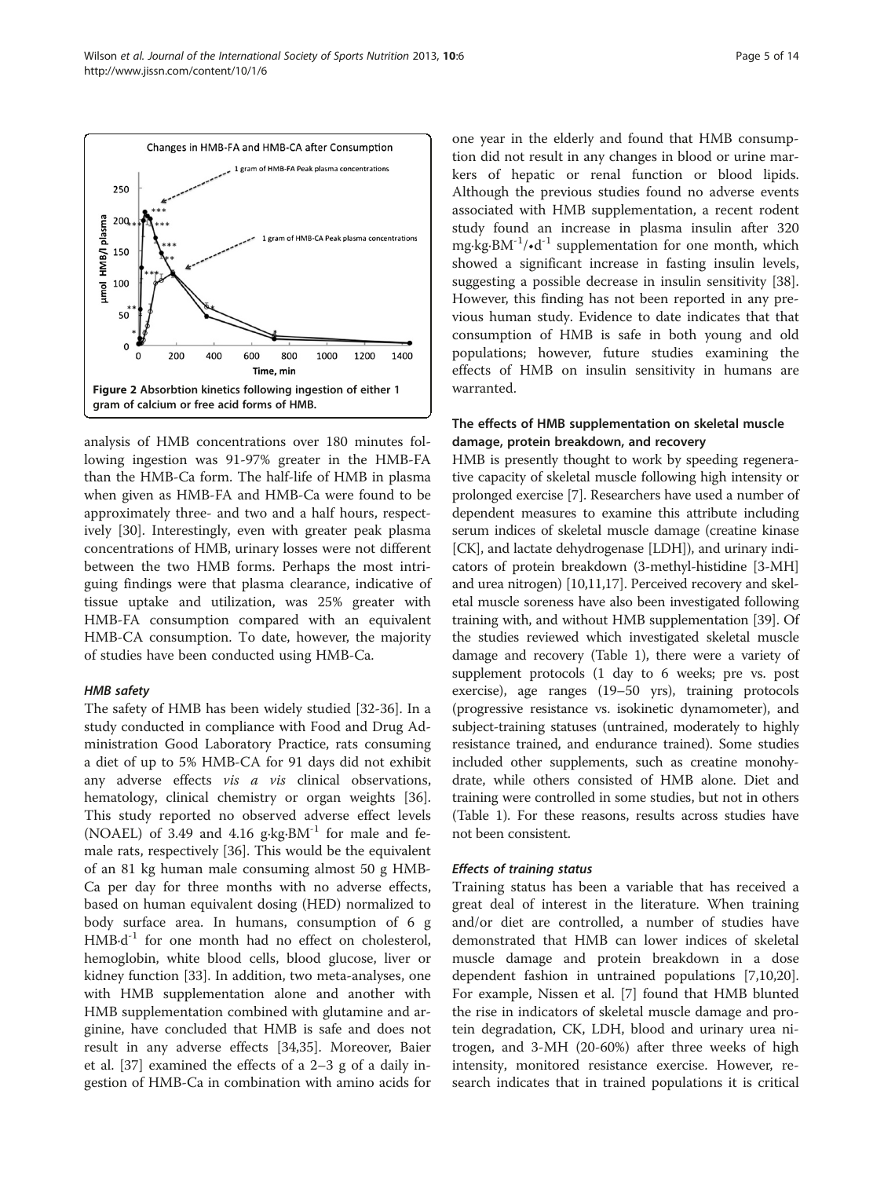Figure 2 Absorbtion kinetics following ingestion of either 1 gram of calcium or free acid forms of HMB.

analysis of HMB concentrations over 180 minutes following ingestion was 91-97% greater in the HMB-FA than the HMB-Ca form. The half-life of HMB in plasma when given as HMB-FA and HMB-Ca were found to be approximately three- and two and a half hours, respectively [30]. Interestingly, even with greater peak plasma concentrations of HMB, urinary losses were not different between the two HMB forms. Perhaps the most intriguing findings were that plasma clearance, indicative of tissue uptake and utilization, was 25% greater with HMB-FA consumption compared with an equivalent HMB-CA consumption. To date, however, the majority of studies have been conducted using HMB-Ca.

#### HMB safety

The safety of HMB has been widely studied [32-36]. In a study conducted in compliance with Food and Drug Administration Good Laboratory Practice, rats consuming a diet of up to 5% HMB-CA for 91 days did not exhibit any adverse effects *vis a vis* clinical observations, hematology, clinical chemistry or organ weights [36]. This study reported no observed adverse effect levels (NOAEL) of 3.49 and 4.16 $g{\cdot}kg{\cdot}BM^{-1}$ for male and female rats, respectively [36]. This would be the equivalent of an 81 kg human male consuming almost 50 g HMB-Ca per day for three months with no adverse effects, based on human equivalent dosing (HED) normalized to body surface area. In humans, consumption of 6 g $HMB{\cdot}d^{-1}$ for one month had no effect on cholesterol, hemoglobin, white blood cells, blood glucose, liver or kidney function [33]. In addition, two meta-analyses, one with HMB supplementation alone and another with HMB supplementation combined with glutamine and arginine, have concluded that HMB is safe and does not result in any adverse effects [34,35]. Moreover, Baier et al. [37] examined the effects of a 2–3 g of a daily ingestion of HMB-Ca in combination with amino acids for one year in the elderly and found that HMB consumption did not result in any changes in blood or urine markers of hepatic or renal function or blood lipids. Although the previous studies found no adverse events associated with HMB supplementation, a recent rodent study found an increase in plasma insulin after 320 $mg{\cdot}kg{\cdot}BM^{-1}/{\cdot}d^{-1}$ supplementation for one month, which showed a significant increase in fasting insulin levels, suggesting a possible decrease in insulin sensitivity [38]. However, this finding has not been reported in any previous human study. Evidence to date indicates that that consumption of HMB is safe in both young and old populations; however, future studies examining the effects of HMB on insulin sensitivity in humans are warranted.

### The effects of HMB supplementation on skeletal muscle damage, protein breakdown, and recovery

HMB is presently thought to work by speeding regenerative capacity of skeletal muscle following high intensity or prolonged exercise [7]. Researchers have used a number of dependent measures to examine this attribute including serum indices of skeletal muscle damage (creatine kinase [CK], and lactate dehydrogenase [LDH]), and urinary indicators of protein breakdown (3-methyl-histidine [3-MH] and urea nitrogen) [10,11,17]. Perceived recovery and skeletal muscle soreness have also been investigated following training with, and without HMB supplementation [39]. Of the studies reviewed which investigated skeletal muscle damage and recovery (Table 1), there were a variety of supplement protocols (1 day to 6 weeks; pre vs. post exercise), age ranges (19–50 yrs), training protocols (progressive resistance vs. isokinetic dynamometer), and subject-training statuses (untrained, moderately to highly resistance trained, and endurance trained). Some studies included other supplements, such as creatine monohydrate, while others consisted of HMB alone. Diet and training were controlled in some studies, but not in others (Table 1). For these reasons, results across studies have not been consistent.

#### Effects of training status

Training status has been a variable that has received a great deal of interest in the literature. When training and/or diet are controlled, a number of studies have demonstrated that HMB can lower indices of skeletal muscle damage and protein breakdown in a dose dependent fashion in untrained populations [7,10,20]. For example, Nissen et al. [7] found that HMB blunted the rise in indicators of skeletal muscle damage and protein degradation, CK, LDH, blood and urinary urea nitrogen, and 3-MH (20-60%) after three weeks of high intensity, monitored resistance exercise. However, research indicates that in trained populations it is critical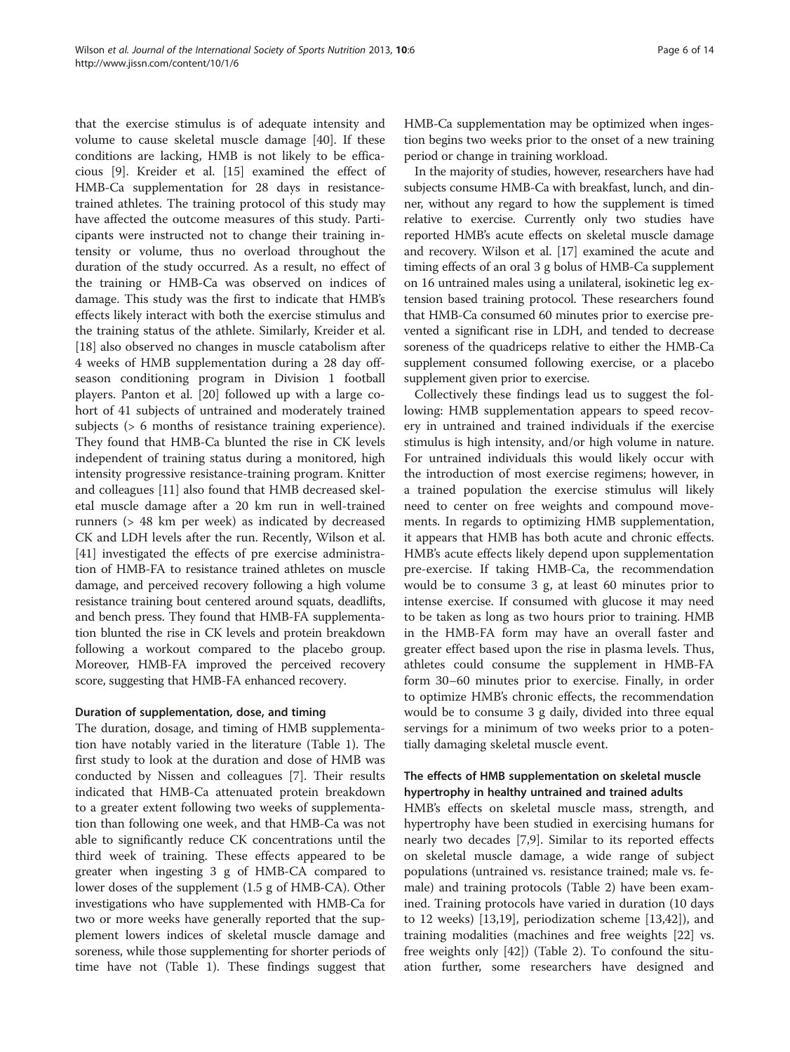that the exercise stimulus is of adequate intensity and volume to cause skeletal muscle damage [40]. If these conditions are lacking, HMB is not likely to be efficacious [9]. Kreider et al. [15] examined the effect of HMB-Ca supplementation for 28 days in resistance-trained athletes. The training protocol of this study may have affected the outcome measures of this study. Participants were instructed not to change their training intensity or volume, thus no overload throughout the duration of the study occurred. As a result, no effect of the training or HMB-Ca was observed on indices of damage. This study was the first to indicate that HMB's effects likely interact with both the exercise stimulus and the training status of the athlete. Similarly, Kreider et al. [18] also observed no changes in muscle catabolism after 4 weeks of HMB supplementation during a 28 day off-season conditioning program in Division 1 football players. Panton et al. [20] followed up with a large cohort of 41 subjects of untrained and moderately trained subjects (> 6 months of resistance training experience). They found that HMB-Ca blunted the rise in CK levels independent of training status during a monitored, high intensity progressive resistance-training program. Knitter and colleagues [11] also found that HMB decreased skeletal muscle damage after a 20 km run in well-trained runners (> 48 km per week) as indicated by decreased CK and LDH levels after the run. Recently, Wilson et al. [41] investigated the effects of pre exercise administration of HMB-FA to resistance trained athletes on muscle damage, and perceived recovery following a high volume resistance training bout centered around squats, deadlifts, and bench press. They found that HMB-FA supplementation blunted the rise in CK levels and protein breakdown following a workout compared to the placebo group. Moreover, HMB-FA improved the perceived recovery score, suggesting that HMB-FA enhanced recovery.

### Duration of supplementation, dose, and timing

The duration, dosage, and timing of HMB supplementation have notably varied in the literature (Table 1). The first study to look at the duration and dose of HMB was conducted by Nissen and colleagues [7]. Their results indicated that HMB-Ca attenuated protein breakdown to a greater extent following two weeks of supplementation than following one week, and that HMB-Ca was not able to significantly reduce CK concentrations until the third week of training. These effects appeared to be greater when ingesting 3 g of HMB-CA compared to lower doses of the supplement (1.5 g of HMB-CA). Other investigations who have supplemented with HMB-Ca for two or more weeks have generally reported that the supplement lowers indices of skeletal muscle damage and soreness, while those supplementing for shorter periods of time have not (Table 1). These findings suggest that HMB-Ca supplementation may be optimized when ingestion begins two weeks prior to the onset of a new training period or change in training workload.

In the majority of studies, however, researchers have had subjects consume HMB-Ca with breakfast, lunch, and dinner, without any regard to how the supplement is timed relative to exercise. Currently only two studies have reported HMB's acute effects on skeletal muscle damage and recovery. Wilson et al. [17] examined the acute and timing effects of an oral 3 g bolus of HMB-Ca supplement on 16 untrained males using a unilateral, isokinetic leg extension based training protocol. These researchers found that HMB-Ca consumed 60 minutes prior to exercise prevented a significant rise in LDH, and tended to decrease soreness of the quadriceps relative to either the HMB-Ca supplement consumed following exercise, or a placebo supplement given prior to exercise.

Collectively these findings lead us to suggest the following: HMB supplementation appears to speed recovery in untrained and trained individuals if the exercise stimulus is high intensity, and/or high volume in nature. For untrained individuals this would likely occur with the introduction of most exercise regimens; however, in a trained population the exercise stimulus will likely need to center on free weights and compound movements. In regards to optimizing HMB supplementation, it appears that HMB has both acute and chronic effects. HMB's acute effects likely depend upon supplementation pre-exercise. If taking HMB-Ca, the recommendation would be to consume 3 g, at least 60 minutes prior to intense exercise. If consumed with glucose it may need to be taken as long as two hours prior to training. HMB in the HMB-FA form may have an overall faster and greater effect based upon the rise in plasma levels. Thus, athletes could consume the supplement in HMB-FA form 30–60 minutes prior to exercise. Finally, in order to optimize HMB's chronic effects, the recommendation would be to consume 3 g daily, divided into three equal servings for a minimum of two weeks prior to a potentially damaging skeletal muscle event.

## The effects of HMB supplementation on skeletal muscle hypertrophy in healthy untrained and trained adults

HMB's effects on skeletal muscle mass, strength, and hypertrophy have been studied in exercising humans for nearly two decades [7,9]. Similar to its reported effects on skeletal muscle damage, a wide range of subject populations (untrained vs. resistance trained; male vs. female) and training protocols (Table 2) have been examined. Training protocols have varied in duration (10 days to 12 weeks) [13,19], periodization scheme [13,42]), and training modalities (machines and free weights [22] vs. free weights only [42]) (Table 2). To confound the situation further, some researchers have designed and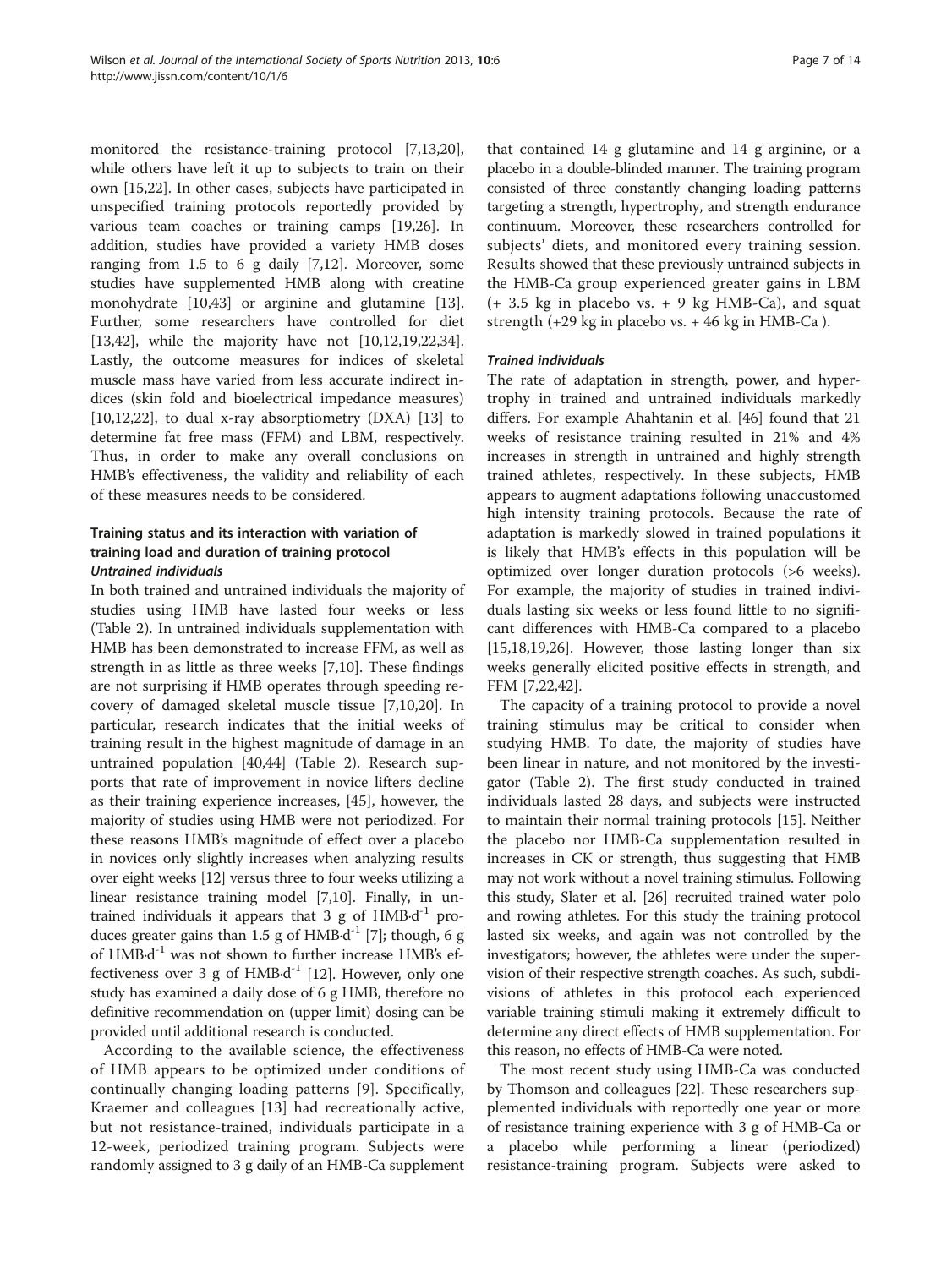monitored the resistance-training protocol [7,13,20], while others have left it up to subjects to train on their own [15,22]. In other cases, subjects have participated in unspecified training protocols reportedly provided by various team coaches or training camps [19,26]. In addition, studies have provided a variety HMB doses ranging from 1.5 to 6 g daily [7,12]. Moreover, some studies have supplemented HMB along with creatine monohydrate [10,43] or arginine and glutamine [13]. Further, some researchers have controlled for diet [13,42], while the majority have not [10,12,19,22,34]. Lastly, the outcome measures for indices of skeletal muscle mass have varied from less accurate indirect indices (skin fold and bioelectrical impedance measures) [10,12,22], to dual x-ray absorptiometry (DXA) [13] to determine fat free mass (FFM) and LBM, respectively. Thus, in order to make any overall conclusions on HMB's effectiveness, the validity and reliability of each of these measures needs to be considered.

## Training status and its interaction with variation of training load and duration of training protocol

### *Untrained individuals*

In both trained and untrained individuals the majority of studies using HMB have lasted four weeks or less (Table 2). In untrained individuals supplementation with HMB has been demonstrated to increase FFM, as well as strength in as little as three weeks [7,10]. These findings are not surprising if HMB operates through speeding recovery of damaged skeletal muscle tissue [7,10,20]. In particular, research indicates that the initial weeks of training result in the highest magnitude of damage in an untrained population [40,44] (Table 2). Research supports that rate of improvement in novice lifters decline as their training experience increases, [45], however, the majority of studies using HMB were not periodized. For these reasons HMB's magnitude of effect over a placebo in novices only slightly increases when analyzing results over eight weeks [12] versus three to four weeks utilizing a linear resistance training model [7,10]. Finally, in untrained individuals it appears that 3 g of HMB$\cdot$d$^{-1}$ produces greater gains than 1.5 g of HMB$\cdot$d$^{-1}$ [7]; though, 6 g of HMB$\cdot$d$^{-1}$ was not shown to further increase HMB's effectiveness over 3 g of HMB$\cdot$d$^{-1}$ [12]. However, only one study has examined a daily dose of 6 g HMB, therefore no definitive recommendation on (upper limit) dosing can be provided until additional research is conducted.

According to the available science, the effectiveness of HMB appears to be optimized under conditions of continually changing loading patterns [9]. Specifically, Kraemer and colleagues [13] had recreationally active, but not resistance-trained, individuals participate in a 12-week, periodized training program. Subjects were randomly assigned to 3 g daily of an HMB-Ca supplement that contained 14 g glutamine and 14 g arginine, or a placebo in a double-blinded manner. The training program consisted of three constantly changing loading patterns targeting a strength, hypertrophy, and strength endurance continuum. Moreover, these researchers controlled for subjects' diets, and monitored every training session. Results showed that these previously untrained subjects in the HMB-Ca group experienced greater gains in LBM (+ 3.5 kg in placebo vs. + 9 kg HMB-Ca), and squat strength (+29 kg in placebo vs. + 46 kg in HMB-Ca ).

### *Trained individuals*

The rate of adaptation in strength, power, and hypertrophy in trained and untrained individuals markedly differs. For example Ahahtanin et al. [46] found that 21 weeks of resistance training resulted in 21% and 4% increases in strength in untrained and highly strength trained athletes, respectively. In these subjects, HMB appears to augment adaptations following unaccustomed high intensity training protocols. Because the rate of adaptation is markedly slowed in trained populations it is likely that HMB's effects in this population will be optimized over longer duration protocols (>6 weeks). For example, the majority of studies in trained individuals lasting six weeks or less found little to no significant differences with HMB-Ca compared to a placebo [15,18,19,26]. However, those lasting longer than six weeks generally elicited positive effects in strength, and FFM [7,22,42].

The capacity of a training protocol to provide a novel training stimulus may be critical to consider when studying HMB. To date, the majority of studies have been linear in nature, and not monitored by the investigator (Table 2). The first study conducted in trained individuals lasted 28 days, and subjects were instructed to maintain their normal training protocols [15]. Neither the placebo nor HMB-Ca supplementation resulted in increases in CK or strength, thus suggesting that HMB may not work without a novel training stimulus. Following this study, Slater et al. [26] recruited trained water polo and rowing athletes. For this study the training protocol lasted six weeks, and again was not controlled by the investigators; however, the athletes were under the supervision of their respective strength coaches. As such, subdivisions of athletes in this protocol each experienced variable training stimuli making it extremely difficult to determine any direct effects of HMB supplementation. For this reason, no effects of HMB-Ca were noted.

The most recent study using HMB-Ca was conducted by Thomson and colleagues [22]. These researchers supplemented individuals with reportedly one year or more of resistance training experience with 3 g of HMB-Ca or a placebo while performing a linear (periodized) resistance-training program. Subjects were asked to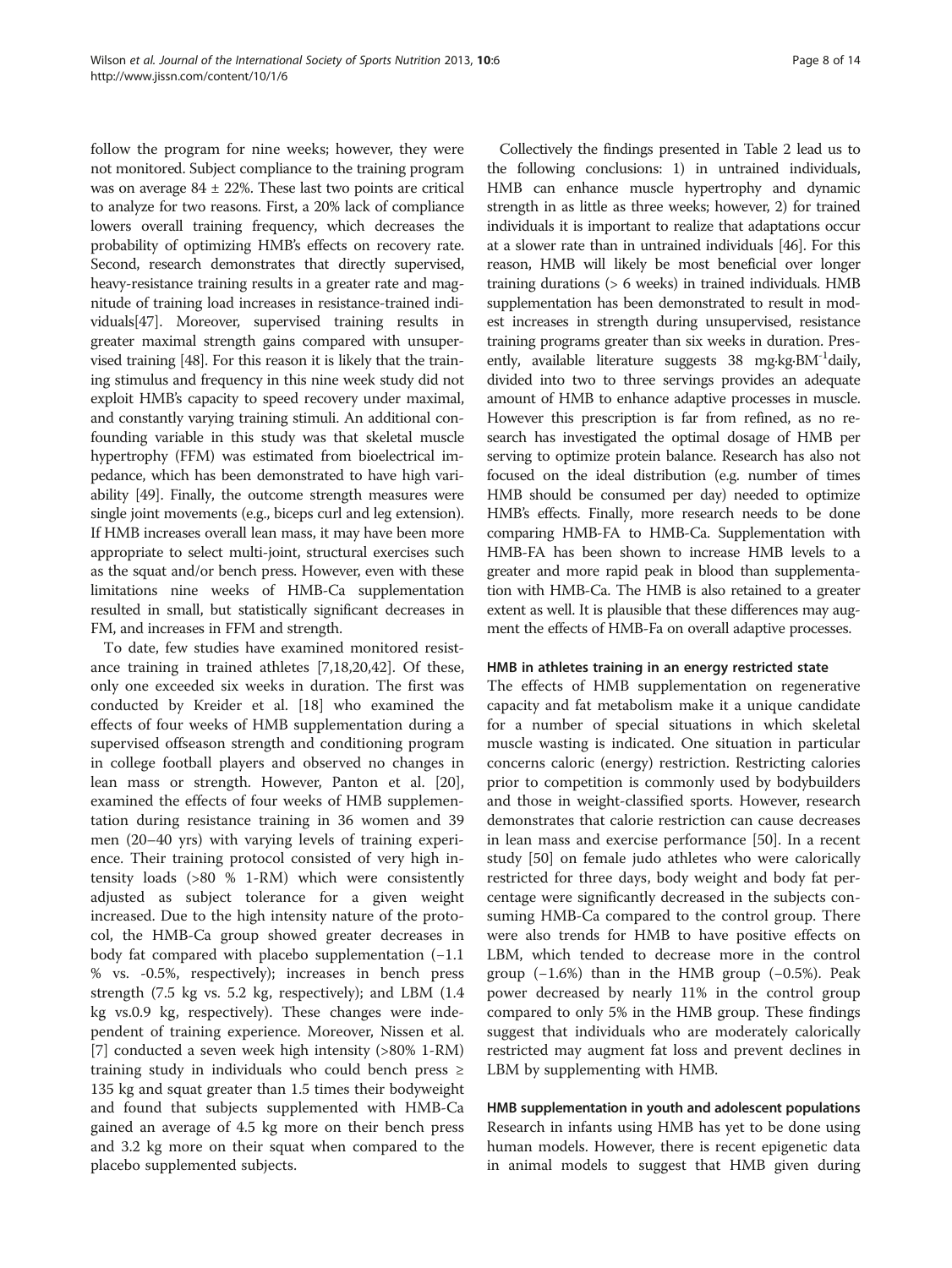follow the program for nine weeks; however, they were not monitored. Subject compliance to the training program was on average 84 ± 22%. These last two points are critical to analyze for two reasons. First, a 20% lack of compliance lowers overall training frequency, which decreases the probability of optimizing HMB's effects on recovery rate. Second, research demonstrates that directly supervised, heavy-resistance training results in a greater rate and magnitude of training load increases in resistance-trained individuals[47]. Moreover, supervised training results in greater maximal strength gains compared with unsupervised training [48]. For this reason it is likely that the training stimulus and frequency in this nine week study did not exploit HMB's capacity to speed recovery under maximal, and constantly varying training stimuli. An additional confounding variable in this study was that skeletal muscle hypertrophy (FFM) was estimated from bioelectrical impedance, which has been demonstrated to have high variability [49]. Finally, the outcome strength measures were single joint movements (e.g., biceps curl and leg extension). If HMB increases overall lean mass, it may have been more appropriate to select multi-joint, structural exercises such as the squat and/or bench press. However, even with these limitations nine weeks of HMB-Ca supplementation resulted in small, but statistically significant decreases in FM, and increases in FFM and strength.

To date, few studies have examined monitored resistance training in trained athletes [7,18,20,42]. Of these, only one exceeded six weeks in duration. The first was conducted by Kreider et al. [18] who examined the effects of four weeks of HMB supplementation during a supervised offseason strength and conditioning program in college football players and observed no changes in lean mass or strength. However, Panton et al. [20], examined the effects of four weeks of HMB supplementation during resistance training in 36 women and 39 men (20–40 yrs) with varying levels of training experience. Their training protocol consisted of very high intensity loads (>80 % 1-RM) which were consistently adjusted as subject tolerance for a given weight increased. Due to the high intensity nature of the protocol, the HMB-Ca group showed greater decreases in body fat compared with placebo supplementation (−1.1 % vs. -0.5%, respectively); increases in bench press strength (7.5 kg vs. 5.2 kg, respectively); and LBM (1.4 kg vs.0.9 kg, respectively). These changes were independent of training experience. Moreover, Nissen et al. [7] conducted a seven week high intensity (>80% 1-RM) training study in individuals who could bench press ≥ 135 kg and squat greater than 1.5 times their bodyweight and found that subjects supplemented with HMB-Ca gained an average of 4.5 kg more on their bench press and 3.2 kg more on their squat when compared to the placebo supplemented subjects.

Collectively the findings presented in Table 2 lead us to the following conclusions: 1) in untrained individuals, HMB can enhance muscle hypertrophy and dynamic strength in as little as three weeks; however, 2) for trained individuals it is important to realize that adaptations occur at a slower rate than in untrained individuals [46]. For this reason, HMB will likely be most beneficial over longer training durations (> 6 weeks) in trained individuals. HMB supplementation has been demonstrated to result in modest increases in strength during unsupervised, resistance training programs greater than six weeks in duration. Presently, available literature suggests 38 $mg{\cdot}kg{\cdot}BM^{-1}$daily, divided into two to three servings provides an adequate amount of HMB to enhance adaptive processes in muscle. However this prescription is far from refined, as no research has investigated the optimal dosage of HMB per serving to optimize protein balance. Research has also not focused on the ideal distribution (e.g. number of times HMB should be consumed per day) needed to optimize HMB's effects. Finally, more research needs to be done comparing HMB-FA to HMB-Ca. Supplementation with HMB-FA has been shown to increase HMB levels to a greater and more rapid peak in blood than supplementation with HMB-Ca. The HMB is also retained to a greater extent as well. It is plausible that these differences may augment the effects of HMB-Fa on overall adaptive processes.

### HMB in athletes training in an energy restricted state

The effects of HMB supplementation on regenerative capacity and fat metabolism make it a unique candidate for a number of special situations in which skeletal muscle wasting is indicated. One situation in particular concerns caloric (energy) restriction. Restricting calories prior to competition is commonly used by bodybuilders and those in weight-classified sports. However, research demonstrates that calorie restriction can cause decreases in lean mass and exercise performance [50]. In a recent study [50] on female judo athletes who were calorically restricted for three days, body weight and body fat percentage were significantly decreased in the subjects consuming HMB-Ca compared to the control group. There were also trends for HMB to have positive effects on LBM, which tended to decrease more in the control group (−1.6%) than in the HMB group (−0.5%). Peak power decreased by nearly 11% in the control group compared to only 5% in the HMB group. These findings suggest that individuals who are moderately calorically restricted may augment fat loss and prevent declines in LBM by supplementing with HMB.

### HMB supplementation in youth and adolescent populations

Research in infants using HMB has yet to be done using human models. However, there is recent epigenetic data in animal models to suggest that HMB given during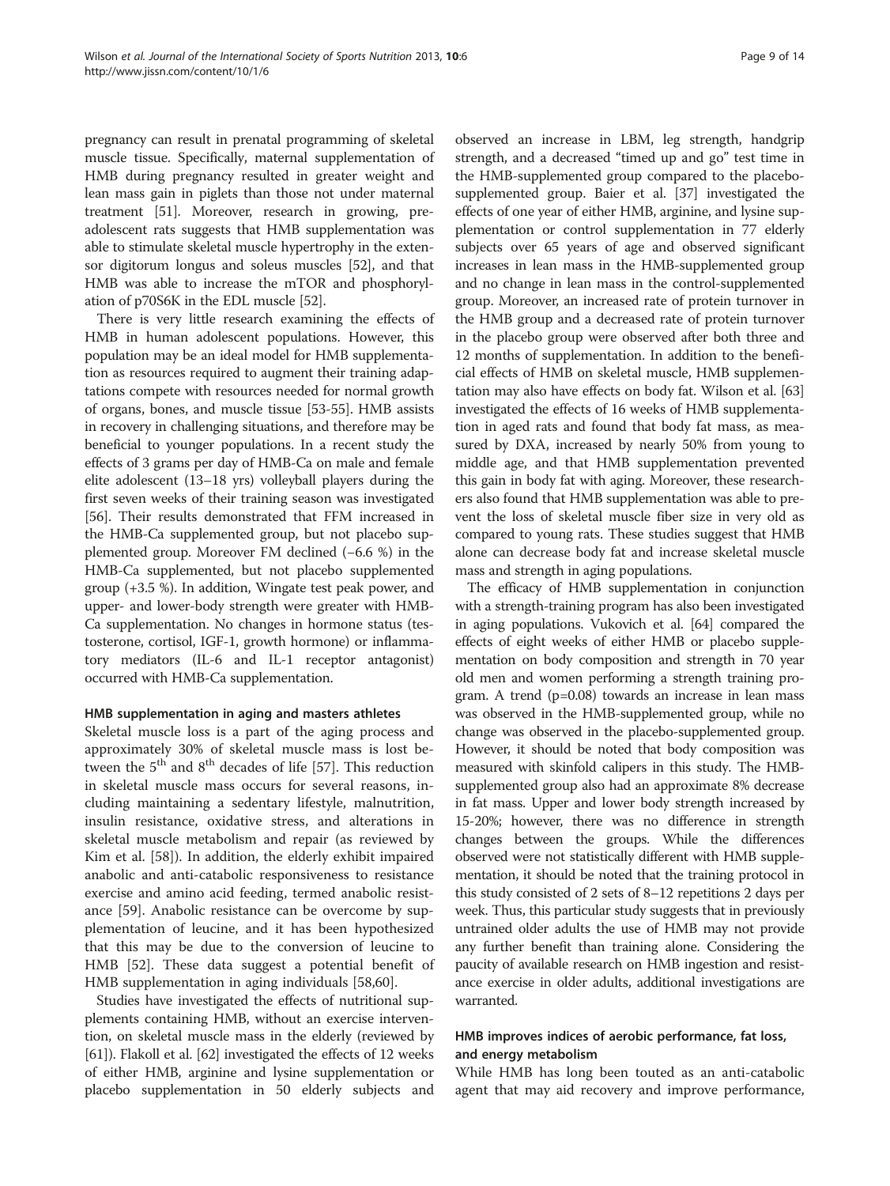pregnancy can result in prenatal programming of skeletal muscle tissue. Specifically, maternal supplementation of HMB during pregnancy resulted in greater weight and lean mass gain in piglets than those not under maternal treatment [51]. Moreover, research in growing, pre-adolescent rats suggests that HMB supplementation was able to stimulate skeletal muscle hypertrophy in the extensor digitorum longus and soleus muscles [52], and that HMB was able to increase the mTOR and phosphorylation of p70S6K in the EDL muscle [52].

There is very little research examining the effects of HMB in human adolescent populations. However, this population may be an ideal model for HMB supplementation as resources required to augment their training adaptations compete with resources needed for normal growth of organs, bones, and muscle tissue [53-55]. HMB assists in recovery in challenging situations, and therefore may be beneficial to younger populations. In a recent study the effects of 3 grams per day of HMB-Ca on male and female elite adolescent (13–18 yrs) volleyball players during the first seven weeks of their training season was investigated [56]. Their results demonstrated that FFM increased in the HMB-Ca supplemented group, but not placebo supplemented group. Moreover FM declined (−6.6 %) in the HMB-Ca supplemented, but not placebo supplemented group (+3.5 %). In addition, Wingate test peak power, and upper- and lower-body strength were greater with HMB-Ca supplementation. No changes in hormone status (testosterone, cortisol, IGF-1, growth hormone) or inflammatory mediators (IL-6 and IL-1 receptor antagonist) occurred with HMB-Ca supplementation.

#### HMB supplementation in aging and masters athletes

Skeletal muscle loss is a part of the aging process and approximately 30% of skeletal muscle mass is lost between the 5th and 8th decades of life [57]. This reduction in skeletal muscle mass occurs for several reasons, including maintaining a sedentary lifestyle, malnutrition, insulin resistance, oxidative stress, and alterations in skeletal muscle metabolism and repair (as reviewed by Kim et al. [58]). In addition, the elderly exhibit impaired anabolic and anti-catabolic responsiveness to resistance exercise and amino acid feeding, termed anabolic resistance [59]. Anabolic resistance can be overcome by supplementation of leucine, and it has been hypothesized that this may be due to the conversion of leucine to HMB [52]. These data suggest a potential benefit of HMB supplementation in aging individuals [58,60].

Studies have investigated the effects of nutritional supplements containing HMB, without an exercise intervention, on skeletal muscle mass in the elderly (reviewed by [61]). Flakoll et al. [62] investigated the effects of 12 weeks of either HMB, arginine and lysine supplementation or placebo supplementation in 50 elderly subjects and observed an increase in LBM, leg strength, handgrip strength, and a decreased "timed up and go" test time in the HMB-supplemented group compared to the placebo-supplemented group. Baier et al. [37] investigated the effects of one year of either HMB, arginine, and lysine supplementation or control supplementation in 77 elderly subjects over 65 years of age and observed significant increases in lean mass in the HMB-supplemented group and no change in lean mass in the control-supplemented group. Moreover, an increased rate of protein turnover in the HMB group and a decreased rate of protein turnover in the placebo group were observed after both three and 12 months of supplementation. In addition to the beneficial effects of HMB on skeletal muscle, HMB supplementation may also have effects on body fat. Wilson et al. [63] investigated the effects of 16 weeks of HMB supplementation in aged rats and found that body fat mass, as measured by DXA, increased by nearly 50% from young to middle age, and that HMB supplementation prevented this gain in body fat with aging. Moreover, these researchers also found that HMB supplementation was able to prevent the loss of skeletal muscle fiber size in very old as compared to young rats. These studies suggest that HMB alone can decrease body fat and increase skeletal muscle mass and strength in aging populations.

The efficacy of HMB supplementation in conjunction with a strength-training program has also been investigated in aging populations. Vukovich et al. [64] compared the effects of eight weeks of either HMB or placebo supplementation on body composition and strength in 70 year old men and women performing a strength training program. A trend ($p=0.08$) towards an increase in lean mass was observed in the HMB-supplemented group, while no change was observed in the placebo-supplemented group. However, it should be noted that body composition was measured with skinfold calipers in this study. The HMB-supplemented group also had an approximate 8% decrease in fat mass. Upper and lower body strength increased by 15-20%; however, there was no difference in strength changes between the groups. While the differences observed were not statistically different with HMB supplementation, it should be noted that the training protocol in this study consisted of 2 sets of 8–12 repetitions 2 days per week. Thus, this particular study suggests that in previously untrained older adults the use of HMB may not provide any further benefit than training alone. Considering the paucity of available research on HMB ingestion and resistance exercise in older adults, additional investigations are warranted.

### HMB improves indices of aerobic performance, fat loss, and energy metabolism

While HMB has long been touted as an anti-catabolic agent that may aid recovery and improve performance,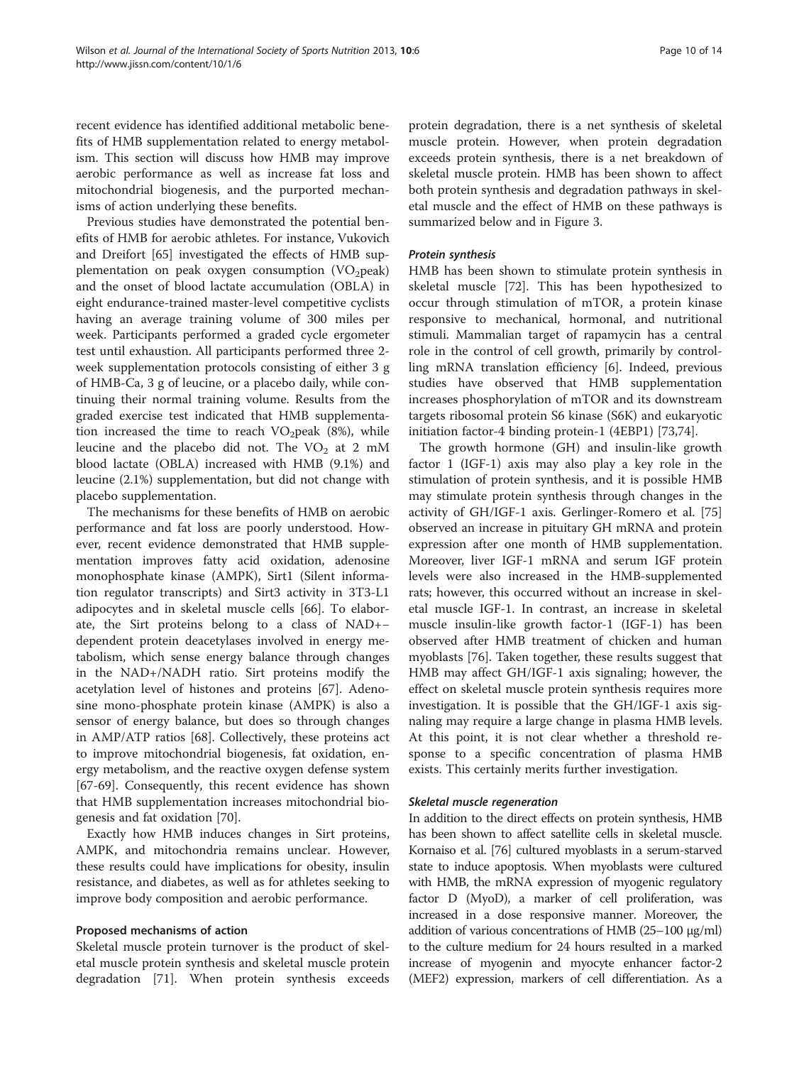recent evidence has identified additional metabolic benefits of HMB supplementation related to energy metabolism. This section will discuss how HMB may improve aerobic performance as well as increase fat loss and mitochondrial biogenesis, and the purported mechanisms of action underlying these benefits.

Previous studies have demonstrated the potential benefits of HMB for aerobic athletes. For instance, Vukovich and Dreifort [65] investigated the effects of HMB supplementation on peak oxygen consumption ($VO_2$peak) and the onset of blood lactate accumulation (OBLA) in eight endurance-trained master-level competitive cyclists having an average training volume of 300 miles per week. Participants performed a graded cycle ergometer test until exhaustion. All participants performed three 2-week supplementation protocols consisting of either 3 g of HMB-Ca, 3 g of leucine, or a placebo daily, while continuing their normal training volume. Results from the graded exercise test indicated that HMB supplementation increased the time to reach $VO_2$peak (8%), while leucine and the placebo did not. The $VO_2$ at 2 mM blood lactate (OBLA) increased with HMB (9.1%) and leucine (2.1%) supplementation, but did not change with placebo supplementation.

The mechanisms for these benefits of HMB on aerobic performance and fat loss are poorly understood. However, recent evidence demonstrated that HMB supplementation improves fatty acid oxidation, adenosine monophosphate kinase (AMPK), Sirt1 (Silent information regulator transcripts) and Sirt3 activity in 3T3-L1 adipocytes and in skeletal muscle cells [66]. To elaborate, the Sirt proteins belong to a class of NAD+–dependent protein deacetylases involved in energy metabolism, which sense energy balance through changes in the NAD+/NADH ratio. Sirt proteins modify the acetylation level of histones and proteins [67]. Adenosine mono-phosphate protein kinase (AMPK) is also a sensor of energy balance, but does so through changes in AMP/ATP ratios [68]. Collectively, these proteins act to improve mitochondrial biogenesis, fat oxidation, energy metabolism, and the reactive oxygen defense system [67-69]. Consequently, this recent evidence has shown that HMB supplementation increases mitochondrial biogenesis and fat oxidation [70].

Exactly how HMB induces changes in Sirt proteins, AMPK, and mitochondria remains unclear. However, these results could have implications for obesity, insulin resistance, and diabetes, as well as for athletes seeking to improve body composition and aerobic performance.

## Proposed mechanisms of action

Skeletal muscle protein turnover is the product of skeletal muscle protein synthesis and skeletal muscle protein degradation [71]. When protein synthesis exceeds protein degradation, there is a net synthesis of skeletal muscle protein. However, when protein degradation exceeds protein synthesis, there is a net breakdown of skeletal muscle protein. HMB has been shown to affect both protein synthesis and degradation pathways in skeletal muscle and the effect of HMB on these pathways is summarized below and in Figure 3.

### *Protein synthesis*

HMB has been shown to stimulate protein synthesis in skeletal muscle [72]. This has been hypothesized to occur through stimulation of mTOR, a protein kinase responsive to mechanical, hormonal, and nutritional stimuli. Mammalian target of rapamycin has a central role in the control of cell growth, primarily by controlling mRNA translation efficiency [6]. Indeed, previous studies have observed that HMB supplementation increases phosphorylation of mTOR and its downstream targets ribosomal protein S6 kinase (S6K) and eukaryotic initiation factor-4 binding protein-1 (4EBP1) [73,74].

The growth hormone (GH) and insulin-like growth factor 1 (IGF-1) axis may also play a key role in the stimulation of protein synthesis, and it is possible HMB may stimulate protein synthesis through changes in the activity of GH/IGF-1 axis. Gerlinger-Romero et al. [75] observed an increase in pituitary GH mRNA and protein expression after one month of HMB supplementation. Moreover, liver IGF-1 mRNA and serum IGF protein levels were also increased in the HMB-supplemented rats; however, this occurred without an increase in skeletal muscle IGF-1. In contrast, an increase in skeletal muscle insulin-like growth factor-1 (IGF-1) has been observed after HMB treatment of chicken and human myoblasts [76]. Taken together, these results suggest that HMB may affect GH/IGF-1 axis signaling; however, the effect on skeletal muscle protein synthesis requires more investigation. It is possible that the GH/IGF-1 axis signaling may require a large change in plasma HMB levels. At this point, it is not clear whether a threshold response to a specific concentration of plasma HMB exists. This certainly merits further investigation.

### *Skeletal muscle regeneration*

In addition to the direct effects on protein synthesis, HMB has been shown to affect satellite cells in skeletal muscle. Kornaiso et al. [76] cultured myoblasts in a serum-starved state to induce apoptosis. When myoblasts were cultured with HMB, the mRNA expression of myogenic regulatory factor D (MyoD), a marker of cell proliferation, was increased in a dose responsive manner. Moreover, the addition of various concentrations of HMB (25–100 μg/ml) to the culture medium for 24 hours resulted in a marked increase of myogenin and myocyte enhancer factor-2 (MEF2) expression, markers of cell differentiation. As a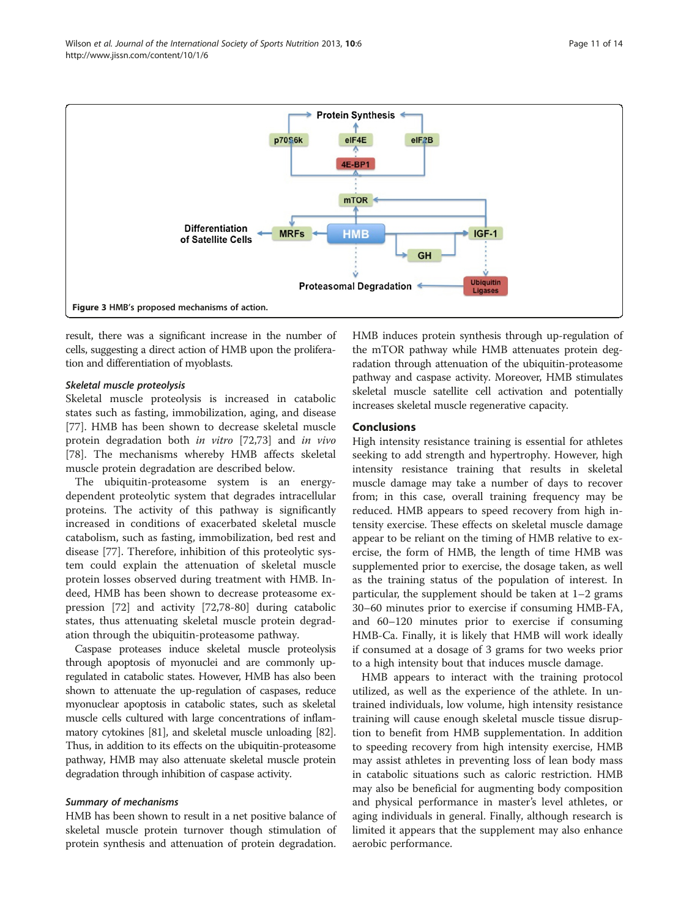Protein Synthesis
p70S6k
eIF4E
eIF2B
4E-BP1
mTOR
Differentiation of Satellite Cells
MRFs
HMB
IGF-1
GH
Proteasomal Degradation
Ubiquitin Ligases

**Figure 3** HMB's proposed mechanisms of action.

result, there was a significant increase in the number of cells, suggesting a direct action of HMB upon the proliferation and differentiation of myoblasts.

### *Skeletal muscle proteolysis*

Skeletal muscle proteolysis is increased in catabolic states such as fasting, immobilization, aging, and disease [77]. HMB has been shown to decrease skeletal muscle protein degradation both *in vitro* [72,73] and *in vivo* [78]. The mechanisms whereby HMB affects skeletal muscle protein degradation are described below.

The ubiquitin-proteasome system is an energy-dependent proteolytic system that degrades intracellular proteins. The activity of this pathway is significantly increased in conditions of exacerbated skeletal muscle catabolism, such as fasting, immobilization, bed rest and disease [77]. Therefore, inhibition of this proteolytic system could explain the attenuation of skeletal muscle protein losses observed during treatment with HMB. Indeed, HMB has been shown to decrease proteasome expression [72] and activity [72,78-80] during catabolic states, thus attenuating skeletal muscle protein degradation through the ubiquitin-proteasome pathway.

Caspase proteases induce skeletal muscle proteolysis through apoptosis of myonuclei and are commonly up-regulated in catabolic states. However, HMB has also been shown to attenuate the up-regulation of caspases, reduce myonuclear apoptosis in catabolic states, such as skeletal muscle cells cultured with large concentrations of inflammatory cytokines [81], and skeletal muscle unloading [82]. Thus, in addition to its effects on the ubiquitin-proteasome pathway, HMB may also attenuate skeletal muscle protein degradation through inhibition of caspase activity.

### *Summary of mechanisms*

HMB has been shown to result in a net positive balance of skeletal muscle protein turnover though stimulation of protein synthesis and attenuation of protein degradation. HMB induces protein synthesis through up-regulation of the mTOR pathway while HMB attenuates protein degradation through attenuation of the ubiquitin-proteasome pathway and caspase activity. Moreover, HMB stimulates skeletal muscle satellite cell activation and potentially increases skeletal muscle regenerative capacity.

## Conclusions

High intensity resistance training is essential for athletes seeking to add strength and hypertrophy. However, high intensity resistance training that results in skeletal muscle damage may take a number of days to recover from; in this case, overall training frequency may be reduced. HMB appears to speed recovery from high intensity exercise. These effects on skeletal muscle damage appear to be reliant on the timing of HMB relative to exercise, the form of HMB, the length of time HMB was supplemented prior to exercise, the dosage taken, as well as the training status of the population of interest. In particular, the supplement should be taken at 1–2 grams 30–60 minutes prior to exercise if consuming HMB-FA, and 60–120 minutes prior to exercise if consuming HMB-Ca. Finally, it is likely that HMB will work ideally if consumed at a dosage of 3 grams for two weeks prior to a high intensity bout that induces muscle damage.

HMB appears to interact with the training protocol utilized, as well as the experience of the athlete. In untrained individuals, low volume, high intensity resistance training will cause enough skeletal muscle tissue disruption to benefit from HMB supplementation. In addition to speeding recovery from high intensity exercise, HMB may assist athletes in preventing loss of lean body mass in catabolic situations such as caloric restriction. HMB may also be beneficial for augmenting body composition and physical performance in master's level athletes, or aging individuals in general. Finally, although research is limited it appears that the supplement may also enhance aerobic performance.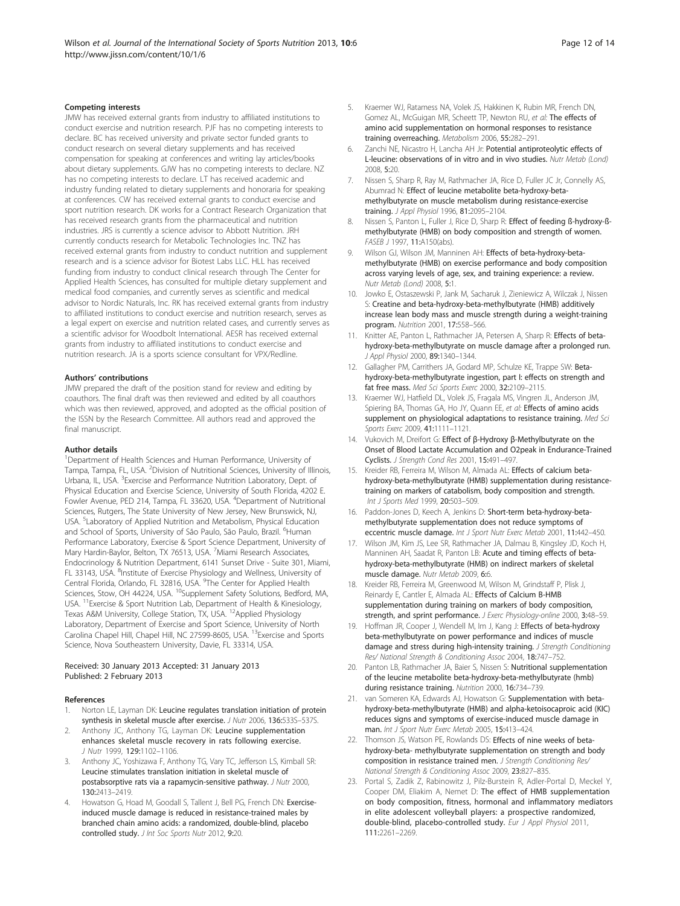### Competing interests

JMW has received external grants from industry to affiliated institutions to conduct exercise and nutrition research. PJF has no competing interests to declare. BC has received university and private sector funded grants to conduct research on several dietary supplements and has received compensation for speaking at conferences and writing lay articles/books about dietary supplements. GJW has no competing interests to declare. NZ has no competing interests to declare. LT has received academic and industry funding related to dietary supplements and honoraria for speaking at conferences. CW has received external grants to conduct exercise and sport nutrition research. DK works for a Contract Research Organization that has received research grants from the pharmaceutical and nutrition industries. JRS is currently a science advisor to Abbott Nutrition. JRH currently conducts research for Metabolic Technologies Inc. TNZ has received external grants from industry to conduct nutrition and supplement research and is a science advisor for Biotest Labs LLC. HLL has received funding from industry to conduct clinical research through The Center for Applied Health Sciences, has consulted for multiple dietary supplement and medical food companies, and currently serves as scientific and medical advisor to Nordic Naturals, Inc. RK has received external grants from industry to affiliated institutions to conduct exercise and nutrition research, serves as a legal expert on exercise and nutrition related cases, and currently serves as a scientific advisor for Woodbolt International. AESR has received external grants from industry to affiliated institutions to conduct exercise and nutrition research. JA is a sports science consultant for VPX/Redline.

### Authors' contributions

JMW prepared the draft of the position stand for review and editing by coauthors. The final draft was then reviewed and edited by all coauthors which was then reviewed, approved, and adopted as the official position of the ISSN by the Research Committee. All authors read and approved the final manuscript.

### Author details

[1]Department of Health Sciences and Human Performance, University of Tampa, Tampa, FL, USA. [2]Division of Nutritional Sciences, University of Illinois, Urbana, IL, USA. [3]Exercise and Performance Nutrition Laboratory, Dept. of Physical Education and Exercise Science, University of South Florida, 4202 E. Fowler Avenue, PED 214, Tampa, FL 33620, USA. [4]Department of Nutritional Sciences, Rutgers, The State University of New Jersey, New Brunswick, NJ, USA. [5]Laboratory of Applied Nutrition and Metabolism, Physical Education and School of Sports, University of São Paulo, São Paulo, Brazil. [6]Human Performance Laboratory, Exercise & Sport Science Department, University of Mary Hardin-Baylor, Belton, TX 76513, USA. [7]Miami Research Associates, Endocrinology & Nutrition Department, 6141 Sunset Drive - Suite 301, Miami, FL 33143, USA. [8]Institute of Exercise Physiology and Wellness, University of Central Florida, Orlando, FL 32816, USA. [9]The Center for Applied Health Sciences, Stow, OH 44224, USA. [10]Supplement Safety Solutions, Bedford, MA, USA. [11]Exercise & Sport Nutrition Lab, Department of Health & Kinesiology, Texas A&M University, College Station, TX, USA. [12]Applied Physiology Laboratory, Department of Exercise and Sport Science, University of North Carolina Chapel Hill, Chapel Hill, NC 27599-8605, USA. [13]Exercise and Sports Science, Nova Southeastern University, Davie, FL 33314, USA.

Received: 30 January 2013 Accepted: 31 January 2013
Published: 2 February 2013

### References

1. Norton LE, Layman DK: **Leucine regulates translation initiation of protein synthesis in skeletal muscle after exercise.** *J Nutr* 2006, **136:**533S–537S.
2. Anthony JC, Anthony TG, Layman DK: **Leucine supplementation enhances skeletal muscle recovery in rats following exercise.** *J Nutr* 1999, **129:**1102–1106.
3. Anthony JC, Yoshizawa F, Anthony TG, Vary TC, Jefferson LS, Kimball SR: **Leucine stimulates translation initiation in skeletal muscle of postabsorptive rats via a rapamycin-sensitive pathway.** *J Nutr* 2000, **130:**2413–2419.
4. Howatson G, Hoad M, Goodall S, Tallent J, Bell PG, French DN: **Exercise-induced muscle damage is reduced in resistance-trained males by branched chain amino acids: a randomized, double-blind, placebo controlled study.** *J Int Soc Sports Nutr* 2012, **9:**20.
5. Kraemer WJ, Ratamess NA, Volek JS, Hakkinen K, Rubin MR, French DN, Gomez AL, McGuigan MR, Scheett TP, Newton RU, *et al:* **The effects of amino acid supplementation on hormonal responses to resistance training overreaching.** *Metabolism* 2006, **55:**282–291.
6. Zanchi NE, Nicastro H, Lancha AH Jr: **Potential antiproteolytic effects of L-leucine: observations of in vitro and in vivo studies.** *Nutr Metab (Lond)* 2008, **5:**20.
7. Nissen S, Sharp R, Ray M, Rathmacher JA, Rice D, Fuller JC Jr, Connelly AS, Abumrad N: **Effect of leucine metabolite beta-hydroxy-beta-methylbutyrate on muscle metabolism during resistance-exercise training.** *J Appl Physiol* 1996, **81:**2095–2104.
8. Nissen S, Panton L, Fuller J, Rice D, Sharp R: **Effect of feeding ß-hydroxy-ß-methylbutyrate (HMB) on body composition and strength of women.** *FASEB J* 1997, **11:**A150(abs).
9. Wilson GJ, Wilson JM, Manninen AH: **Effects of beta-hydroxy-beta-methylbutyrate (HMB) on exercise performance and body composition across varying levels of age, sex, and training experience: a review.** *Nutr Metab (Lond)* 2008, **5:**1.
10. Jowko E, Ostaszewski P, Jank M, Sacharuk J, Zieniewicz A, Wilczak J, Nissen S: **Creatine and beta-hydroxy-beta-methylbutyrate (HMB) additively increase lean body mass and muscle strength during a weight-training program.** *Nutrition* 2001, **17:**558–566.
11. Knitter AE, Panton L, Rathmacher JA, Petersen A, Sharp R: **Effects of beta-hydroxy-beta-methylbutyrate on muscle damage after a prolonged run.** *J Appl Physiol* 2000, **89:**1340–1344.
12. Gallagher PM, Carrithers JA, Godard MP, Schulze KE, Trappe SW: **Beta-hydroxy-beta-methylbutyrate ingestion, part I: effects on strength and fat free mass.** *Med Sci Sports Exerc* 2000, **32:**2109–2115.
13. Kraemer WJ, Hatfield DL, Volek JS, Fragala MS, Vingren JL, Anderson JM, Spiering BA, Thomas GA, Ho JY, Quann EE, *et al:* **Effects of amino acids supplement on physiological adaptations to resistance training.** *Med Sci Sports Exerc* 2009, **41:**1111–1121.
14. Vukovich M, Dreifort G: **Effect of β-Hydroxy β-Methylbutyrate on the Onset of Blood Lactate Accumulation and O2peak in Endurance-Trained Cyclists.** *J Strength Cond Res* 2001, **15:**491–497.
15. Kreider RB, Ferreira M, Wilson M, Almada AL: **Effects of calcium beta-hydroxy-beta-methylbutyrate (HMB) supplementation during resistance-training on markers of catabolism, body composition and strength.** *Int J Sports Med* 1999, **20:**503–509.
16. Paddon-Jones D, Keech A, Jenkins D: **Short-term beta-hydroxy-beta-methylbutyrate supplementation does not reduce symptoms of eccentric muscle damage.** *Int J Sport Nutr Exerc Metab* 2001, **11:**442–450.
17. Wilson JM, Kim JS, Lee SR, Rathmacher JA, Dalmau B, Kingsley JD, Koch H, Manninen AH, Saadat R, Panton LB: **Acute and timing effects of beta-hydroxy-beta-methylbutyrate (HMB) on indirect markers of skeletal muscle damage.** *Nutr Metab* 2009, **6:**6.
18. Kreider RB, Ferreira M, Greenwood M, Wilson M, Grindstaff P, Plisk J, Reinardy E, Cantler E, Almada AL: **Effects of Calcium B-HMB supplementation during training on markers of body composition, strength, and sprint performance.** *J Exerc Physiology-online* 2000, **3:**48–59.
19. Hoffman JR, Cooper J, Wendell M, Im J, Kang J: **Effects of beta-hydroxy beta-methylbutyrate on power performance and indices of muscle damage and stress during high-intensity training.** *J Strength Conditioning Res/ National Strength & Conditioning Assoc* 2004, **18:**747–752.
20. Panton LB, Rathmacher JA, Baier S, Nissen S: **Nutritional supplementation of the leucine metabolite beta-hydroxy-beta-methylbutyrate (hmb) during resistance training.** *Nutrition* 2000, **16:**734–739.
21. van Someren KA, Edwards AJ, Howatson G: **Supplementation with beta-hydroxy-beta-methylbutyrate (HMB) and alpha-ketoisocaproic acid (KIC) reduces signs and symptoms of exercise-induced muscle damage in man.** *Int J Sport Nutr Exerc Metab* 2005, **15:**413–424.
22. Thomson JS, Watson PE, Rowlands DS: **Effects of nine weeks of beta-hydroxy-beta- methylbutyrate supplementation on strength and body composition in resistance trained men.** *J Strength Conditioning Res/ National Strength & Conditioning Assoc* 2009, **23:**827–835.
23. Portal S, Zadik Z, Rabinowitz J, Pilz-Burstein R, Adler-Portal D, Meckel Y, Cooper DM, Eliakim A, Nemet D: **The effect of HMB supplementation on body composition, fitness, hormonal and inflammatory mediators in elite adolescent volleyball players: a prospective randomized, double-blind, placebo-controlled study.** *Eur J Appl Physiol* 2011, **111:**2261–2269.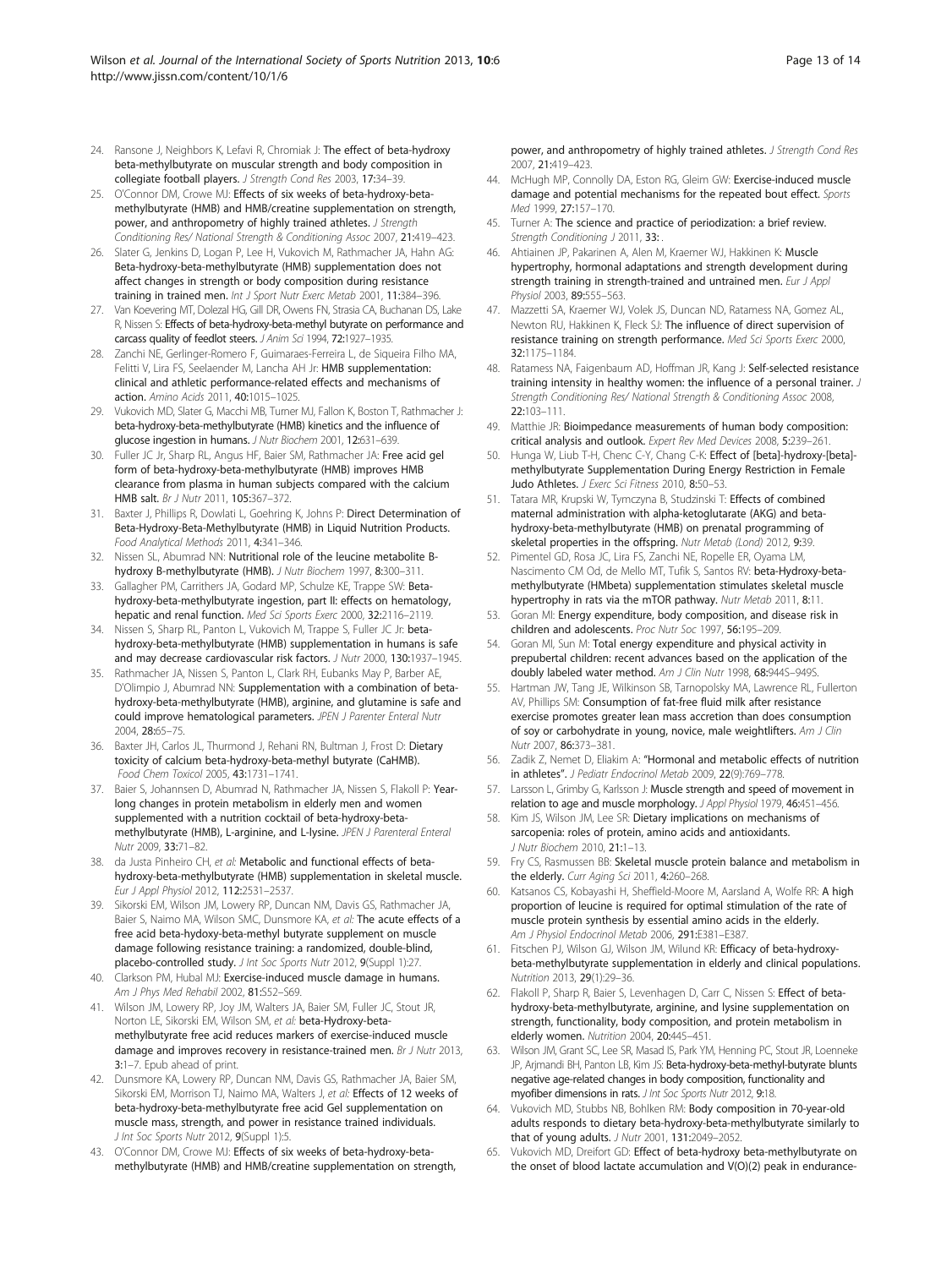24. Ransone J, Neighbors K, Lefavi R, Chromiak J: **The effect of beta-hydroxy beta-methylbutyrate on muscular strength and body composition in collegiate football players.** *J Strength Cond Res* 2003, **17:**34–39.
25. O'Connor DM, Crowe MJ: **Effects of six weeks of beta-hydroxy-beta-methylbutyrate (HMB) and HMB/creatine supplementation on strength, power, and anthropometry of highly trained athletes.** *J Strength Conditioning Res/ National Strength & Conditioning Assoc* 2007, **21:**419–423.
26. Slater G, Jenkins D, Logan P, Lee H, Vukovich M, Rathmacher JA, Hahn AG: **Beta-hydroxy-beta-methylbutyrate (HMB) supplementation does not affect changes in strength or body composition during resistance training in trained men.** *Int J Sport Nutr Exerc Metab* 2001, **11:**384–396.
27. Van Koevering MT, Dolezal HG, Gill DR, Owens FN, Strasia CA, Buchanan DS, Lake R, Nissen S: **Effects of beta-hydroxy-beta-methyl butyrate on performance and carcass quality of feedlot steers.** *J Anim Sci* 1994, **72:**1927–1935.
28. Zanchi NE, Gerlinger-Romero F, Guimaraes-Ferreira L, de Siqueira Filho MA, Felitti V, Lira FS, Seelaender M, Lancha AH Jr: **HMB supplementation: clinical and athletic performance-related effects and mechanisms of action.** *Amino Acids* 2011, **40:**1015–1025.
29. Vukovich MD, Slater G, Macchi MB, Turner MJ, Fallon K, Boston T, Rathmacher J: **beta-hydroxy-beta-methylbutyrate (HMB) kinetics and the influence of glucose ingestion in humans.** *J Nutr Biochem* 2001, **12:**631–639.
30. Fuller JC Jr, Sharp RL, Angus HF, Baier SM, Rathmacher JA: **Free acid gel form of beta-hydroxy-beta-methylbutyrate (HMB) improves HMB clearance from plasma in human subjects compared with the calcium HMB salt.** *Br J Nutr* 2011, **105:**367–372.
31. Baxter J, Phillips R, Dowlati L, Goehring K, Johns P: **Direct Determination of Beta-Hydroxy-Beta-Methylbutyrate (HMB) in Liquid Nutrition Products.** *Food Analytical Methods* 2011, **4:**341–346.
32. Nissen SL, Abumrad NN: **Nutritional role of the leucine metabolite B-hydroxy B-methylbutyrate (HMB).** *J Nutr Biochem* 1997, **8:**300–311.
33. Gallagher PM, Carrithers JA, Godard MP, Schulze KE, Trappe SW: **Beta-hydroxy-beta-methylbutyrate ingestion, part II: effects on hematology, hepatic and renal function.** *Med Sci Sports Exerc* 2000, **32:**2116–2119.
34. Nissen S, Sharp RL, Panton L, Vukovich M, Trappe S, Fuller JC Jr: **beta-hydroxy-beta-methylbutyrate (HMB) supplementation in humans is safe and may decrease cardiovascular risk factors.** *J Nutr* 2000, **130:**1937–1945.
35. Rathmacher JA, Nissen S, Panton L, Clark RH, Eubanks May P, Barber AE, D'Olimpio J, Abumrad NN: **Supplementation with a combination of beta-hydroxy-beta-methylbutyrate (HMB), arginine, and glutamine is safe and could improve hematological parameters.** *JPEN J Parenter Enteral Nutr* 2004, **28:**65–75.
36. Baxter JH, Carlos JL, Thurmond J, Rehani RN, Bultman J, Frost D: **Dietary toxicity of calcium beta-hydroxy-beta-methyl butyrate (CaHMB).** *Food Chem Toxicol* 2005, **43:**1731–1741.
37. Baier S, Johannsen D, Abumrad N, Rathmacher JA, Nissen S, Flakoll P: **Year-long changes in protein metabolism in elderly men and women supplemented with a nutrition cocktail of beta-hydroxy-beta-methylbutyrate (HMB), L-arginine, and L-lysine.** *JPEN J Parenteral Enteral Nutr* 2009, **33:**71–82.
38. da Justa Pinheiro CH, *et al*: **Metabolic and functional effects of beta-hydroxy-beta-methylbutyrate (HMB) supplementation in skeletal muscle.** *Eur J Appl Physiol* 2012, **112:**2531–2537.
39. Sikorski EM, Wilson JM, Lowery RP, Duncan NM, Davis GS, Rathmacher JA, Baier S, Naimo MA, Wilson SMC, Dunsmore KA, *et al*: **The acute effects of a free acid beta-hydoxy-beta-methyl butyrate supplement on muscle damage following resistance training: a randomized, double-blind, placebo-controlled study.** *J Int Soc Sports Nutr* 2012, **9**(Suppl 1):27.
40. Clarkson PM, Hubal MJ: **Exercise-induced muscle damage in humans.** *Am J Phys Med Rehabil* 2002, **81:**S52–S69.
41. Wilson JM, Lowery RP, Joy JM, Walters JA, Baier SM, Fuller JC, Stout JR, Norton LE, Sikorski EM, Wilson SM, *et al*: **beta-Hydroxy-beta-methylbutyrate free acid reduces markers of exercise-induced muscle damage and improves recovery in resistance-trained men.** *Br J Nutr* 2013, **3:**1–7. Epub ahead of print.
42. Dunsmore KA, Lowery RP, Duncan NM, Davis GS, Rathmacher JA, Baier SM, Sikorski EM, Morrison TJ, Naimo MA, Walters J, *et al*: **Effects of 12 weeks of beta-hydroxy-beta-methylbutyrate free acid Gel supplementation on muscle mass, strength, and power in resistance trained individuals.** *J Int Soc Sports Nutr* 2012, **9**(Suppl 1):5.
43. O'Connor DM, Crowe MJ: **Effects of six weeks of beta-hydroxy-beta-methylbutyrate (HMB) and HMB/creatine supplementation on strength, power, and anthropometry of highly trained athletes.** *J Strength Cond Res* 2007, **21:**419–423.
44. McHugh MP, Connolly DA, Eston RG, Gleim GW: **Exercise-induced muscle damage and potential mechanisms for the repeated bout effect.** *Sports Med* 1999, **27:**157–170.
45. Turner A: **The science and practice of periodization: a brief review.** *Strength Conditioning J* 2011, **33:**.
46. Ahtiainen JP, Pakarinen A, Alen M, Kraemer WJ, Hakkinen K: **Muscle hypertrophy, hormonal adaptations and strength development during strength training in strength-trained and untrained men.** *Eur J Appl Physiol* 2003, **89:**555–563.
47. Mazzetti SA, Kraemer WJ, Volek JS, Duncan ND, Ratamess NA, Gomez AL, Newton RU, Hakkinen K, Fleck SJ: **The influence of direct supervision of resistance training on strength performance.** *Med Sci Sports Exerc* 2000, **32:**1175–1184.
48. Ratamess NA, Faigenbaum AD, Hoffman JR, Kang J: **Self-selected resistance training intensity in healthy women: the influence of a personal trainer.** *J Strength Conditioning Res/ National Strength & Conditioning Assoc* 2008, **22:**103–111.
49. Matthie JR: **Bioimpedance measurements of human body composition: critical analysis and outlook.** *Expert Rev Med Devices* 2008, **5:**239–261.
50. Hunga W, Liub T-H, Chenc C-Y, Chang C-K: **Effect of [beta]-hydroxy-[beta]-methylbutyrate Supplementation During Energy Restriction in Female Judo Athletes.** *J Exerc Sci Fitness* 2010, **8:**50–53.
51. Tatara MR, Krupski W, Tymczyna B, Studzinski T: **Effects of combined maternal administration with alpha-ketoglutarate (AKG) and beta-hydroxy-beta-methylbutyrate (HMB) on prenatal programming of skeletal properties in the offspring.** *Nutr Metab (Lond)* 2012, **9:**39.
52. Pimentel GD, Rosa JC, Lira FS, Zanchi NE, Ropelle ER, Oyama LM, Nascimento CM Od, de Mello MT, Tufik S, Santos RV: **beta-Hydroxy-beta-methylbutyrate (HMbeta) supplementation stimulates skeletal muscle hypertrophy in rats via the mTOR pathway.** *Nutr Metab* 2011, **8:**11.
53. Goran MI: **Energy expenditure, body composition, and disease risk in children and adolescents.** *Proc Nutr Soc* 1997, **56:**195–209.
54. Goran MI, Sun M: **Total energy expenditure and physical activity in prepubertal children: recent advances based on the application of the doubly labeled water method.** *Am J Clin Nutr* 1998, **68:**944S–949S.
55. Hartman JW, Tang JE, Wilkinson SB, Tarnopolsky MA, Lawrence RL, Fullerton AV, Phillips SM: **Consumption of fat-free fluid milk after resistance exercise promotes greater lean mass accretion than does consumption of soy or carbohydrate in young, novice, male weightlifters.** *Am J Clin Nutr* 2007, **86:**373–381.
56. Zadik Z, Nemet D, Eliakim A: **"Hormonal and metabolic effects of nutrition in athletes".** *J Pediatr Endocrinol Metab* 2009, **22**(9):769–778.
57. Larsson L, Grimby G, Karlsson J: **Muscle strength and speed of movement in relation to age and muscle morphology.** *J Appl Physiol* 1979, **46:**451–456.
58. Kim JS, Wilson JM, Lee SR: **Dietary implications on mechanisms of sarcopenia: roles of protein, amino acids and antioxidants.** *J Nutr Biochem* 2010, **21:**1–13.
59. Fry CS, Rasmussen BB: **Skeletal muscle protein balance and metabolism in the elderly.** *Curr Aging Sci* 2011, **4:**260–268.
60. Katsanos CS, Kobayashi H, Sheffield-Moore M, Aarsland A, Wolfe RR: **A high proportion of leucine is required for optimal stimulation of the rate of muscle protein synthesis by essential amino acids in the elderly.** *Am J Physiol Endocrinol Metab* 2006, **291:**E381–E387.
61. Fitschen PJ, Wilson GJ, Wilson JM, Wilund KR: **Efficacy of beta-hydroxy-beta-methylbutyrate supplementation in elderly and clinical populations.** *Nutrition* 2013, **29**(1):29–36.
62. Flakoll P, Sharp R, Baier S, Levenhagen D, Carr C, Nissen S: **Effect of beta-hydroxy-beta-methylbutyrate, arginine, and lysine supplementation on strength, functionality, body composition, and protein metabolism in elderly women.** *Nutrition* 2004, **20:**445–451.
63. Wilson JM, Grant SC, Lee SR, Masad IS, Park YM, Henning PC, Stout JR, Loenneke JP, Arjmandi BH, Panton LB, Kim JS: **Beta-hydroxy-beta-methyl-butyrate blunts negative age-related changes in body composition, functionality and myofiber dimensions in rats.** *J Int Soc Sports Nutr* 2012, **9:**18.
64. Vukovich MD, Stubbs NB, Bohlken RM: **Body composition in 70-year-old adults responds to dietary beta-hydroxy-beta-methylbutyrate similarly to that of young adults.** *J Nutr* 2001, **131:**2049–2052.
65. Vukovich MD, Dreifort GD: **Effect of beta-hydroxy beta-methylbutyrate on the onset of blood lactate accumulation and V(O)(2) peak in endurance-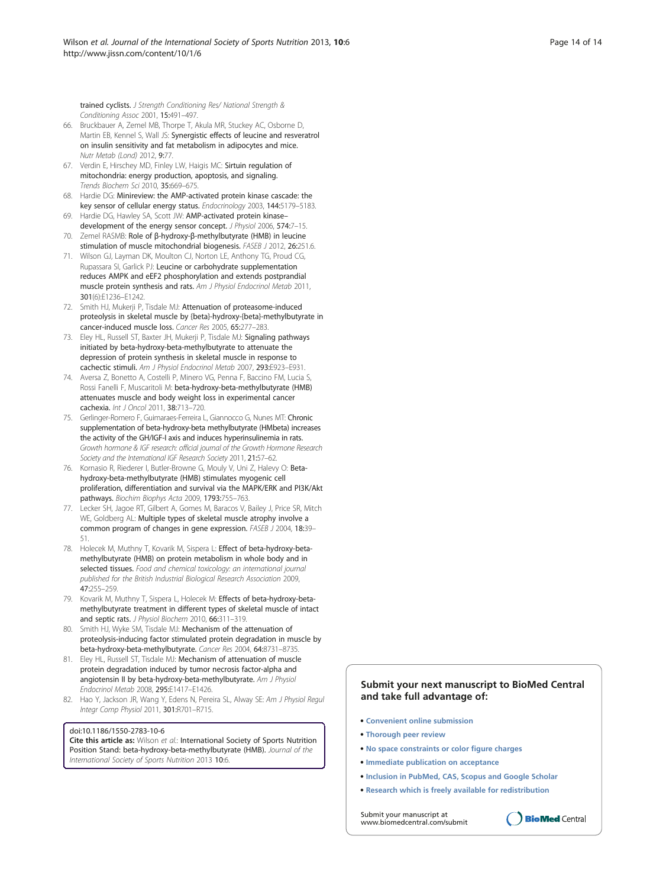trained cyclists. *J Strength Conditioning Res/ National Strength & Conditioning Assoc* 2001, **15**:491–497.

66. Bruckbauer A, Zemel MB, Thorpe T, Akula MR, Stuckey AC, Osborne D, Martin EB, Kennel S, Wall JS: **Synergistic effects of leucine and resveratrol on insulin sensitivity and fat metabolism in adipocytes and mice.** *Nutr Metab (Lond)* 2012, **9**:77.
67. Verdin E, Hirschey MD, Finley LW, Haigis MC: **Sirtuin regulation of mitochondria: energy production, apoptosis, and signaling.** *Trends Biochem Sci* 2010, **35**:669–675.
68. Hardie DG: **Minireview: the AMP-activated protein kinase cascade: the key sensor of cellular energy status.** *Endocrinology* 2003, **144**:5179–5183.
69. Hardie DG, Hawley SA, Scott JW: **AMP-activated protein kinase–development of the energy sensor concept.** *J Physiol* 2006, **574**:7–15.
70. Zemel RASMB: **Role of β-hydroxy-β-methylbutyrate (HMB) in leucine stimulation of muscle mitochondrial biogenesis.** *FASEB J* 2012, **26**:251.6.
71. Wilson GJ, Layman DK, Moulton CJ, Norton LE, Anthony TG, Proud CG, Rupassara SI, Garlick PJ: **Leucine or carbohydrate supplementation reduces AMPK and eEF2 phosphorylation and extends postprandial muscle protein synthesis and rats.** *Am J Physiol Endocrinol Metab* 2011, **301**(6):E1236–E1242.
72. Smith HJ, Mukerji P, Tisdale MJ: **Attenuation of proteasome-induced proteolysis in skeletal muscle by {beta}-hydroxy-{beta}-methylbutyrate in cancer-induced muscle loss.** *Cancer Res* 2005, **65**:277–283.
73. Eley HL, Russell ST, Baxter JH, Mukerji P, Tisdale MJ: **Signaling pathways initiated by beta-hydroxy-beta-methylbutyrate to attenuate the depression of protein synthesis in skeletal muscle in response to cachectic stimuli.** *Am J Physiol Endocrinol Metab* 2007, **293**:E923–E931.
74. Aversa Z, Bonetto A, Costelli P, Minero VG, Penna F, Baccino FM, Lucia S, Rossi Fanelli F, Muscaritoli M: **beta-hydroxy-beta-methylbutyrate (HMB) attenuates muscle and body weight loss in experimental cancer cachexia.** *Int J Oncol* 2011, **38**:713–720.
75. Gerlinger-Romero F, Guimaraes-Ferreira L, Giannocco G, Nunes MT: **Chronic supplementation of beta-hydroxy-beta methylbutyrate (HMbeta) increases the activity of the GH/IGF-I axis and induces hyperinsulinemia in rats.** *Growth hormone & IGF research: official journal of the Growth Hormone Research Society and the International IGF Research Society* 2011, **21**:57–62.
76. Kornasio R, Riederer I, Butler-Browne G, Mouly V, Uni Z, Halevy O: **Beta-hydroxy-beta-methylbutyrate (HMB) stimulates myogenic cell proliferation, differentiation and survival via the MAPK/ERK and PI3K/Akt pathways.** *Biochim Biophys Acta* 2009, **1793**:755–763.
77. Lecker SH, Jagoe RT, Gilbert A, Gomes M, Baracos V, Bailey J, Price SR, Mitch WE, Goldberg AL: **Multiple types of skeletal muscle atrophy involve a common program of changes in gene expression.** *FASEB J* 2004, **18**:39–51.
78. Holecek M, Muthny T, Kovarik M, Sispera L: **Effect of beta-hydroxy-beta-methylbutyrate (HMB) on protein metabolism in whole body and in selected tissues.** *Food and chemical toxicology: an international journal published for the British Industrial Biological Research Association* 2009, **47**:255–259.
79. Kovarik M, Muthny T, Sispera L, Holecek M: **Effects of beta-hydroxy-beta-methylbutyrate treatment in different types of skeletal muscle of intact and septic rats.** *J Physiol Biochem* 2010, **66**:311–319.
80. Smith HJ, Wyke SM, Tisdale MJ: **Mechanism of the attenuation of proteolysis-inducing factor stimulated protein degradation in muscle by beta-hydroxy-beta-methylbutyrate.** *Cancer Res* 2004, **64**:8731–8735.
81. Eley HL, Russell ST, Tisdale MJ: **Mechanism of attenuation of muscle protein degradation induced by tumor necrosis factor-alpha and angiotensin II by beta-hydroxy-beta-methylbutyrate.** *Am J Physiol Endocrinol Metab* 2008, **295**:E1417–E1426.
82. Hao Y, Jackson JR, Wang Y, Edens N, Pereira SL, Alway SE: *Am J Physiol Regul Integr Comp Physiol* 2011, **301**:R701–R715.

doi:10.1186/1550-2783-10-6

**Cite this article as:** Wilson *et al.*: International Society of Sports Nutrition Position Stand: beta-hydroxy-beta-methylbutyrate (HMB). *Journal of the International Society of Sports Nutrition* 2013 **10**:6.

**Submit your next manuscript to BioMed Central and take full advantage of:**

- Convenient online submission
- Thorough peer review
- No space constraints or color figure charges
- Immediate publication on acceptance
- Inclusion in PubMed, CAS, Scopus and Google Scholar
- Research which is freely available for redistribution

Submit your manuscript at www.biomedcentral.com/submit

BioMed Central